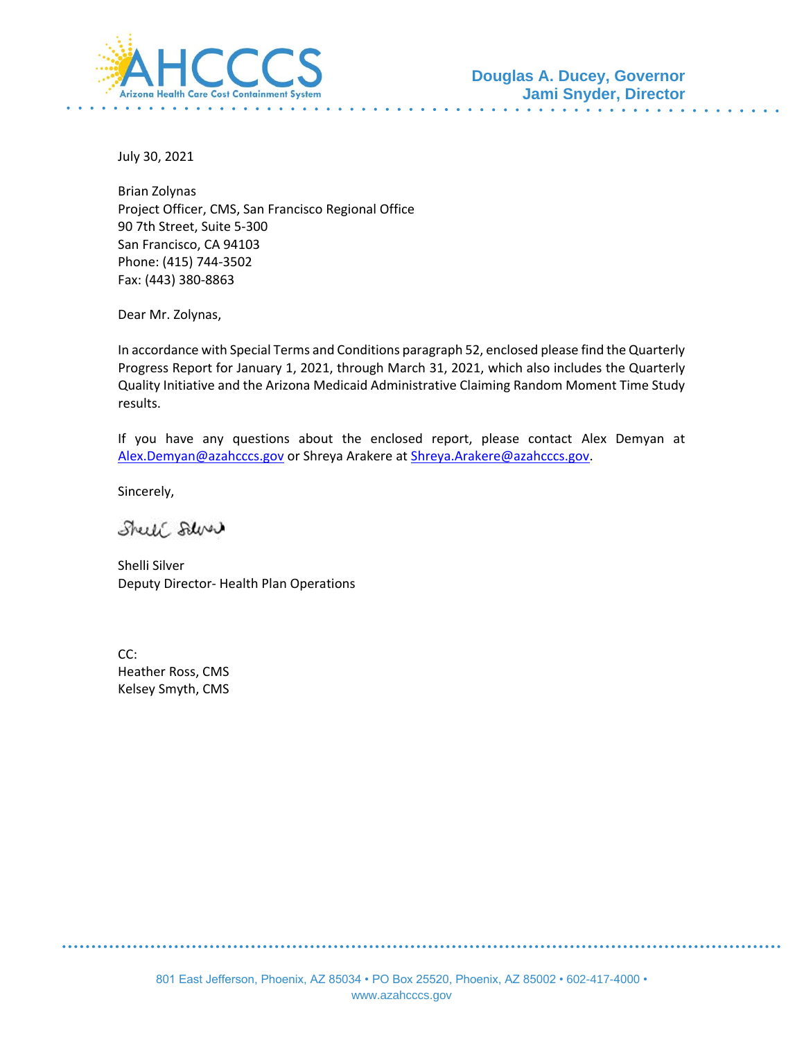AHCCCS
Arizona Health Care Cost Containment System

**Douglas A. Ducey, Governor**
**Jami Snyder, Director**

July 30, 2021

Brian Zolynas
Project Officer, CMS, San Francisco Regional Office
90 7th Street, Suite 5-300
San Francisco, CA 94103
Phone: (415) 744-3502
Fax: (443) 380-8863

Dear Mr. Zolynas,

In accordance with Special Terms and Conditions paragraph 52, enclosed please find the Quarterly Progress Report for January 1, 2021, through March 31, 2021, which also includes the Quarterly Quality Initiative and the Arizona Medicaid Administrative Claiming Random Moment Time Study results.

If you have any questions about the enclosed report, please contact Alex Demyan at Alex.Demyan@azahcccs.gov or Shreya Arakere at Shreya.Arakere@azahcccs.gov.

Sincerely,

Shelli Silver
Deputy Director- Health Plan Operations

CC:
Heather Ross, CMS
Kelsey Smyth, CMS

801 East Jefferson, Phoenix, AZ 85034 • PO Box 25520, Phoenix, AZ 85002 • 602-417-4000 • www.azahcccs.gov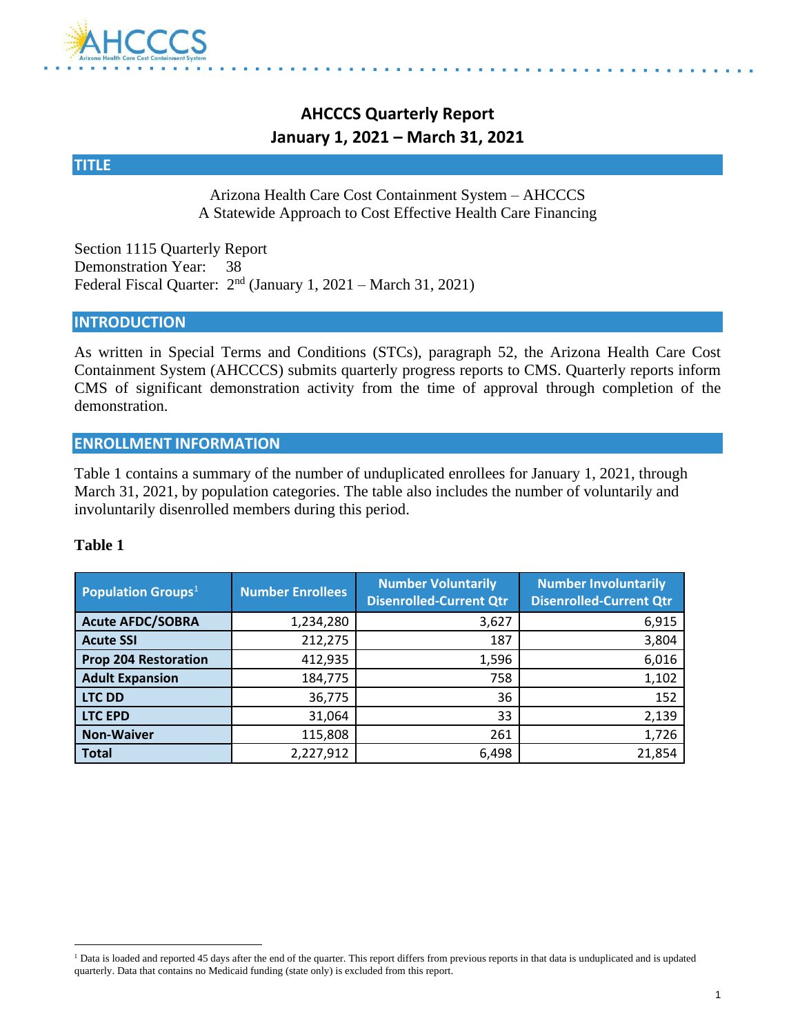# AHCCCS Quarterly Report
# January 1, 2021 – March 31, 2021

## TITLE

Arizona Health Care Cost Containment System – AHCCCS
A Statewide Approach to Cost Effective Health Care Financing

Section 1115 Quarterly Report
Demonstration Year: 38
Federal Fiscal Quarter: 2nd (January 1, 2021 – March 31, 2021)

## INTRODUCTION

As written in Special Terms and Conditions (STCs), paragraph 52, the Arizona Health Care Cost Containment System (AHCCCS) submits quarterly progress reports to CMS. Quarterly reports inform CMS of significant demonstration activity from the time of approval through completion of the demonstration.

## ENROLLMENT INFORMATION

Table 1 contains a summary of the number of unduplicated enrollees for January 1, 2021, through March 31, 2021, by population categories. The table also includes the number of voluntarily and involuntarily disenrolled members during this period.

**Table 1**

| Population Groups[1] | Number Enrollees | Number Voluntarily Disenrolled-Current Qtr | Number Involuntarily Disenrolled-Current Qtr |
|---|---|---|---|
| **Acute AFDC/SOBRA** | 1,234,280 | 3,627 | 6,915 |
| **Acute SSI** | 212,275 | 187 | 3,804 |
| **Prop 204 Restoration** | 412,935 | 1,596 | 6,016 |
| **Adult Expansion** | 184,775 | 758 | 1,102 |
| **LTC DD** | 36,775 | 36 | 152 |
| **LTC EPD** | 31,064 | 33 | 2,139 |
| **Non-Waiver** | 115,808 | 261 | 1,726 |
| **Total** | 2,227,912 | 6,498 | 21,854 |

[1] Data is loaded and reported 45 days after the end of the quarter. This report differs from previous reports in that data is unduplicated and is updated quarterly. Data that contains no Medicaid funding (state only) is excluded from this report.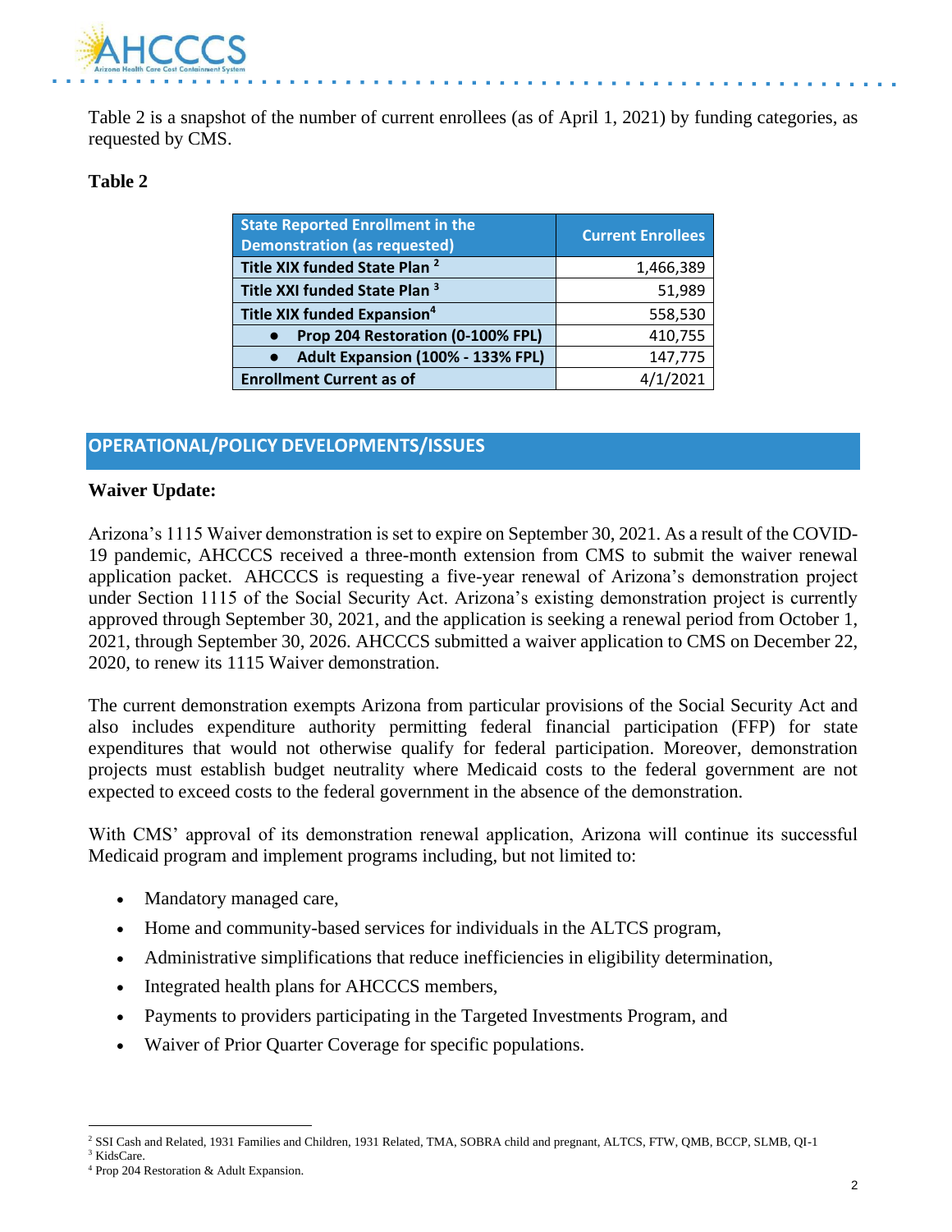Table 2 is a snapshot of the number of current enrollees (as of April 1, 2021) by funding categories, as requested by CMS.

**Table 2**

| State Reported Enrollment in the Demonstration (as requested) | Current Enrollees |
|---|---|
| Title XIX funded State Plan [2] | 1,466,389 |
| Title XXI funded State Plan [3] | 51,989 |
| Title XIX funded Expansion[4] | 558,530 |
| ● Prop 204 Restoration (0-100% FPL) | 410,755 |
| ● Adult Expansion (100% - 133% FPL) | 147,775 |
| Enrollment Current as of | 4/1/2021 |

## OPERATIONAL/POLICY DEVELOPMENTS/ISSUES

**Waiver Update:**

Arizona's 1115 Waiver demonstration is set to expire on September 30, 2021. As a result of the COVID-19 pandemic, AHCCCS received a three-month extension from CMS to submit the waiver renewal application packet. AHCCCS is requesting a five-year renewal of Arizona's demonstration project under Section 1115 of the Social Security Act. Arizona's existing demonstration project is currently approved through September 30, 2021, and the application is seeking a renewal period from October 1, 2021, through September 30, 2026. AHCCCS submitted a waiver application to CMS on December 22, 2020, to renew its 1115 Waiver demonstration.

The current demonstration exempts Arizona from particular provisions of the Social Security Act and also includes expenditure authority permitting federal financial participation (FFP) for state expenditures that would not otherwise qualify for federal participation. Moreover, demonstration projects must establish budget neutrality where Medicaid costs to the federal government are not expected to exceed costs to the federal government in the absence of the demonstration.

With CMS' approval of its demonstration renewal application, Arizona will continue its successful Medicaid program and implement programs including, but not limited to:

- Mandatory managed care,
- Home and community-based services for individuals in the ALTCS program,
- Administrative simplifications that reduce inefficiencies in eligibility determination,
- Integrated health plans for AHCCCS members,
- Payments to providers participating in the Targeted Investments Program, and
- Waiver of Prior Quarter Coverage for specific populations.

---

[2] SSI Cash and Related, 1931 Families and Children, 1931 Related, TMA, SOBRA child and pregnant, ALTCS, FTW, QMB, BCCP, SLMB, QI-1

[3] KidsCare.

[4] Prop 204 Restoration & Adult Expansion.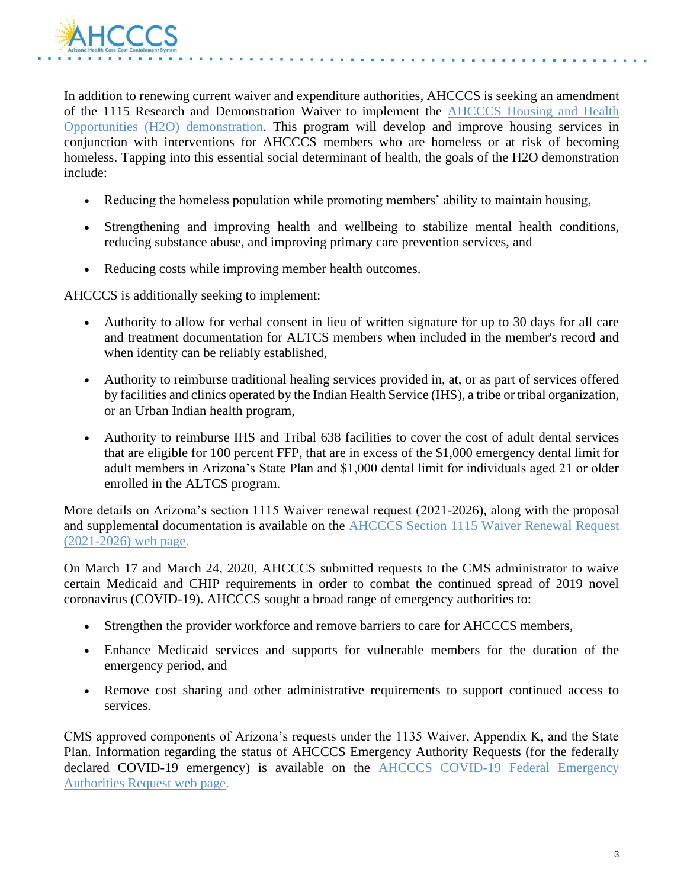In addition to renewing current waiver and expenditure authorities, AHCCCS is seeking an amendment of the 1115 Research and Demonstration Waiver to implement the [AHCCCS Housing and Health Opportunities (H2O) demonstration](). This program will develop and improve housing services in conjunction with interventions for AHCCCS members who are homeless or at risk of becoming homeless. Tapping into this essential social determinant of health, the goals of the H2O demonstration include:

- Reducing the homeless population while promoting members' ability to maintain housing,
- Strengthening and improving health and wellbeing to stabilize mental health conditions, reducing substance abuse, and improving primary care prevention services, and
- Reducing costs while improving member health outcomes.

AHCCCS is additionally seeking to implement:

- Authority to allow for verbal consent in lieu of written signature for up to 30 days for all care and treatment documentation for ALTCS members when included in the member's record and when identity can be reliably established,
- Authority to reimburse traditional healing services provided in, at, or as part of services offered by facilities and clinics operated by the Indian Health Service (IHS), a tribe or tribal organization, or an Urban Indian health program,
- Authority to reimburse IHS and Tribal 638 facilities to cover the cost of adult dental services that are eligible for 100 percent FFP, that are in excess of the $1,000 emergency dental limit for adult members in Arizona's State Plan and $1,000 dental limit for individuals aged 21 or older enrolled in the ALTCS program.

More details on Arizona's section 1115 Waiver renewal request (2021-2026), along with the proposal and supplemental documentation is available on the [AHCCCS Section 1115 Waiver Renewal Request (2021-2026) web page]().

On March 17 and March 24, 2020, AHCCCS submitted requests to the CMS administrator to waive certain Medicaid and CHIP requirements in order to combat the continued spread of 2019 novel coronavirus (COVID-19). AHCCCS sought a broad range of emergency authorities to:

- Strengthen the provider workforce and remove barriers to care for AHCCCS members,
- Enhance Medicaid services and supports for vulnerable members for the duration of the emergency period, and
- Remove cost sharing and other administrative requirements to support continued access to services.

CMS approved components of Arizona's requests under the 1135 Waiver, Appendix K, and the State Plan. Information regarding the status of AHCCCS Emergency Authority Requests (for the federally declared COVID-19 emergency) is available on the [AHCCCS COVID-19 Federal Emergency Authorities Request web page]().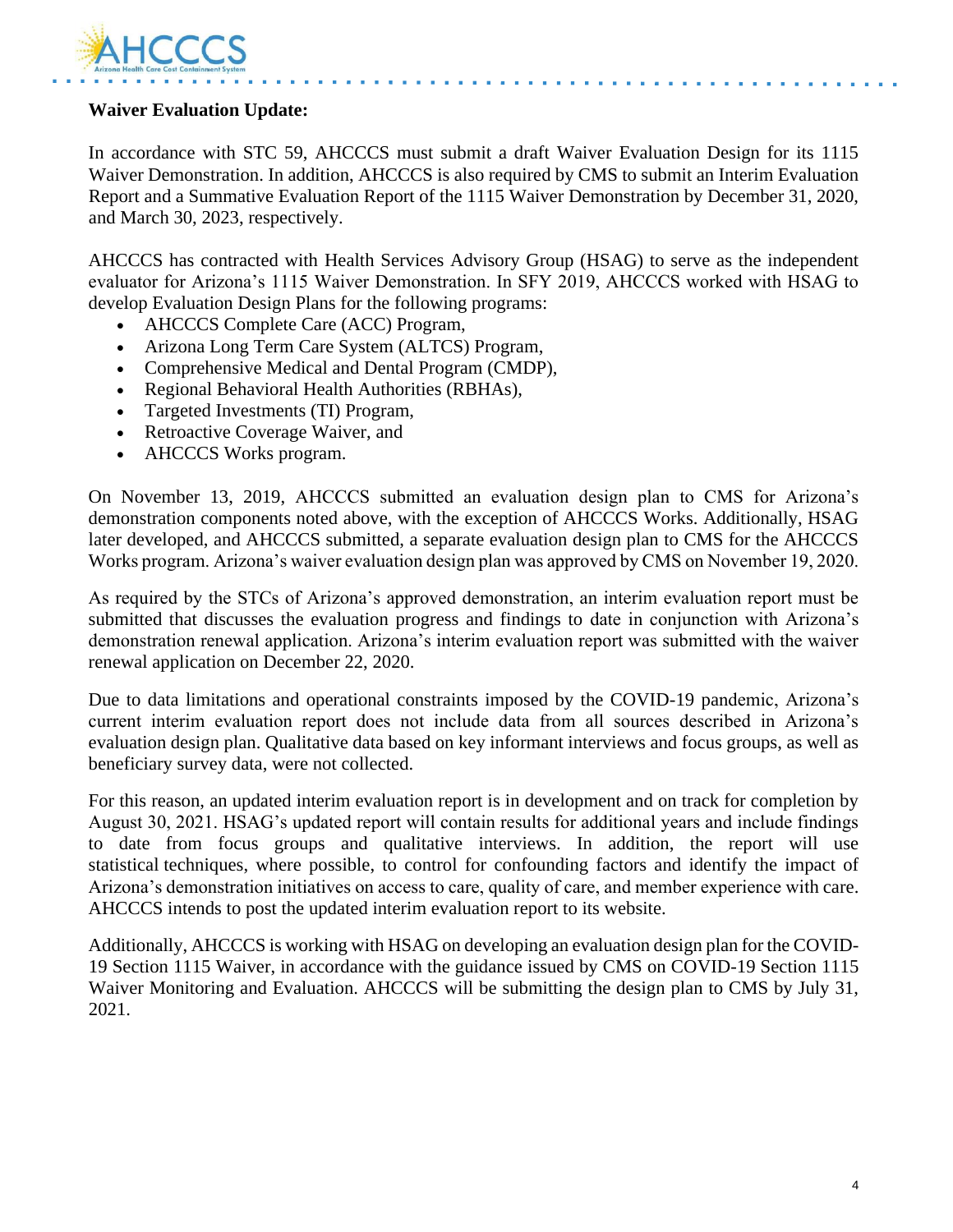**Waiver Evaluation Update:**

In accordance with STC 59, AHCCCS must submit a draft Waiver Evaluation Design for its 1115 Waiver Demonstration. In addition, AHCCCS is also required by CMS to submit an Interim Evaluation Report and a Summative Evaluation Report of the 1115 Waiver Demonstration by December 31, 2020, and March 30, 2023, respectively.

AHCCCS has contracted with Health Services Advisory Group (HSAG) to serve as the independent evaluator for Arizona's 1115 Waiver Demonstration. In SFY 2019, AHCCCS worked with HSAG to develop Evaluation Design Plans for the following programs:

- AHCCCS Complete Care (ACC) Program,
- Arizona Long Term Care System (ALTCS) Program,
- Comprehensive Medical and Dental Program (CMDP),
- Regional Behavioral Health Authorities (RBHAs),
- Targeted Investments (TI) Program,
- Retroactive Coverage Waiver, and
- AHCCCS Works program.

On November 13, 2019, AHCCCS submitted an evaluation design plan to CMS for Arizona's demonstration components noted above, with the exception of AHCCCS Works. Additionally, HSAG later developed, and AHCCCS submitted, a separate evaluation design plan to CMS for the AHCCCS Works program. Arizona's waiver evaluation design plan was approved by CMS on November 19, 2020.

As required by the STCs of Arizona's approved demonstration, an interim evaluation report must be submitted that discusses the evaluation progress and findings to date in conjunction with Arizona's demonstration renewal application. Arizona's interim evaluation report was submitted with the waiver renewal application on December 22, 2020.

Due to data limitations and operational constraints imposed by the COVID-19 pandemic, Arizona's current interim evaluation report does not include data from all sources described in Arizona's evaluation design plan. Qualitative data based on key informant interviews and focus groups, as well as beneficiary survey data, were not collected.

For this reason, an updated interim evaluation report is in development and on track for completion by August 30, 2021. HSAG's updated report will contain results for additional years and include findings to date from focus groups and qualitative interviews. In addition, the report will use statistical techniques, where possible, to control for confounding factors and identify the impact of Arizona's demonstration initiatives on access to care, quality of care, and member experience with care. AHCCCS intends to post the updated interim evaluation report to its website.

Additionally, AHCCCS is working with HSAG on developing an evaluation design plan for the COVID-19 Section 1115 Waiver, in accordance with the guidance issued by CMS on COVID-19 Section 1115 Waiver Monitoring and Evaluation. AHCCCS will be submitting the design plan to CMS by July 31, 2021.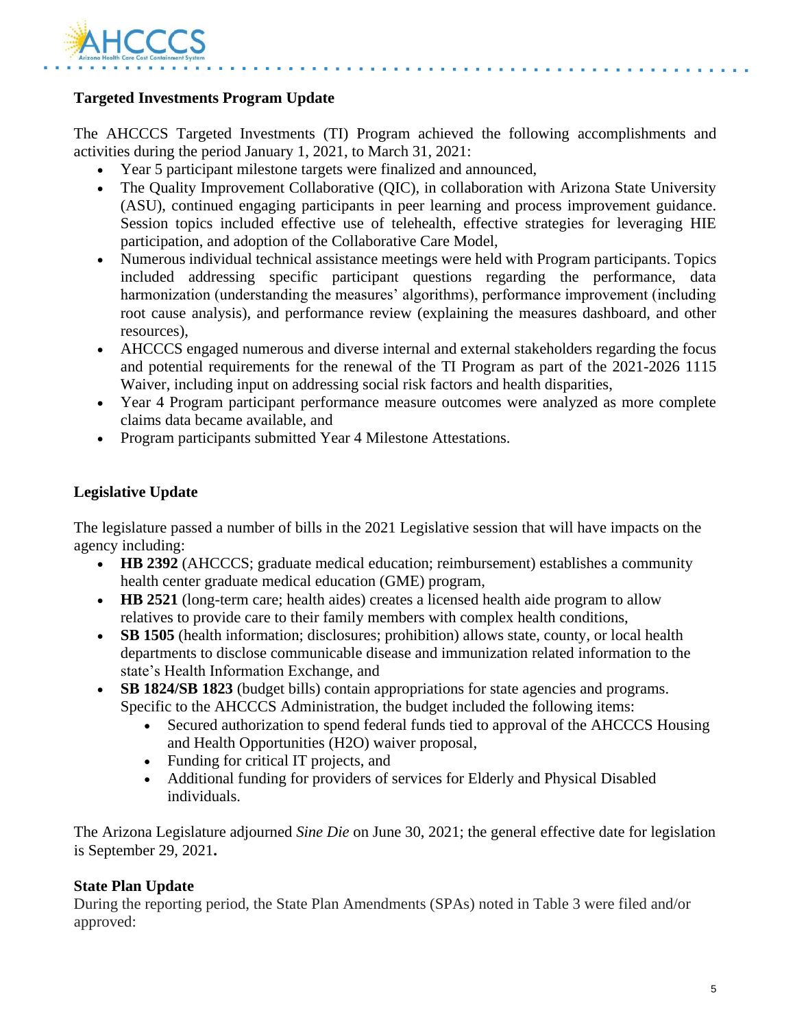**Targeted Investments Program Update**

The AHCCCS Targeted Investments (TI) Program achieved the following accomplishments and activities during the period January 1, 2021, to March 31, 2021:

- Year 5 participant milestone targets were finalized and announced,
- The Quality Improvement Collaborative (QIC), in collaboration with Arizona State University (ASU), continued engaging participants in peer learning and process improvement guidance. Session topics included effective use of telehealth, effective strategies for leveraging HIE participation, and adoption of the Collaborative Care Model,
- Numerous individual technical assistance meetings were held with Program participants. Topics included addressing specific participant questions regarding the performance, data harmonization (understanding the measures' algorithms), performance improvement (including root cause analysis), and performance review (explaining the measures dashboard, and other resources),
- AHCCCS engaged numerous and diverse internal and external stakeholders regarding the focus and potential requirements for the renewal of the TI Program as part of the 2021-2026 1115 Waiver, including input on addressing social risk factors and health disparities,
- Year 4 Program participant performance measure outcomes were analyzed as more complete claims data became available, and
- Program participants submitted Year 4 Milestone Attestations.

**Legislative Update**

The legislature passed a number of bills in the 2021 Legislative session that will have impacts on the agency including:

- **HB 2392** (AHCCCS; graduate medical education; reimbursement) establishes a community health center graduate medical education (GME) program,
- **HB 2521** (long-term care; health aides) creates a licensed health aide program to allow relatives to provide care to their family members with complex health conditions,
- **SB 1505** (health information; disclosures; prohibition) allows state, county, or local health departments to disclose communicable disease and immunization related information to the state's Health Information Exchange, and
- **SB 1824/SB 1823** (budget bills) contain appropriations for state agencies and programs. Specific to the AHCCCS Administration, the budget included the following items:
  - Secured authorization to spend federal funds tied to approval of the AHCCCS Housing and Health Opportunities (H2O) waiver proposal,
  - Funding for critical IT projects, and
  - Additional funding for providers of services for Elderly and Physical Disabled individuals.

The Arizona Legislature adjourned *Sine Die* on June 30, 2021; the general effective date for legislation is September 29, 2021**.**

**State Plan Update**

During the reporting period, the State Plan Amendments (SPAs) noted in Table 3 were filed and/or approved: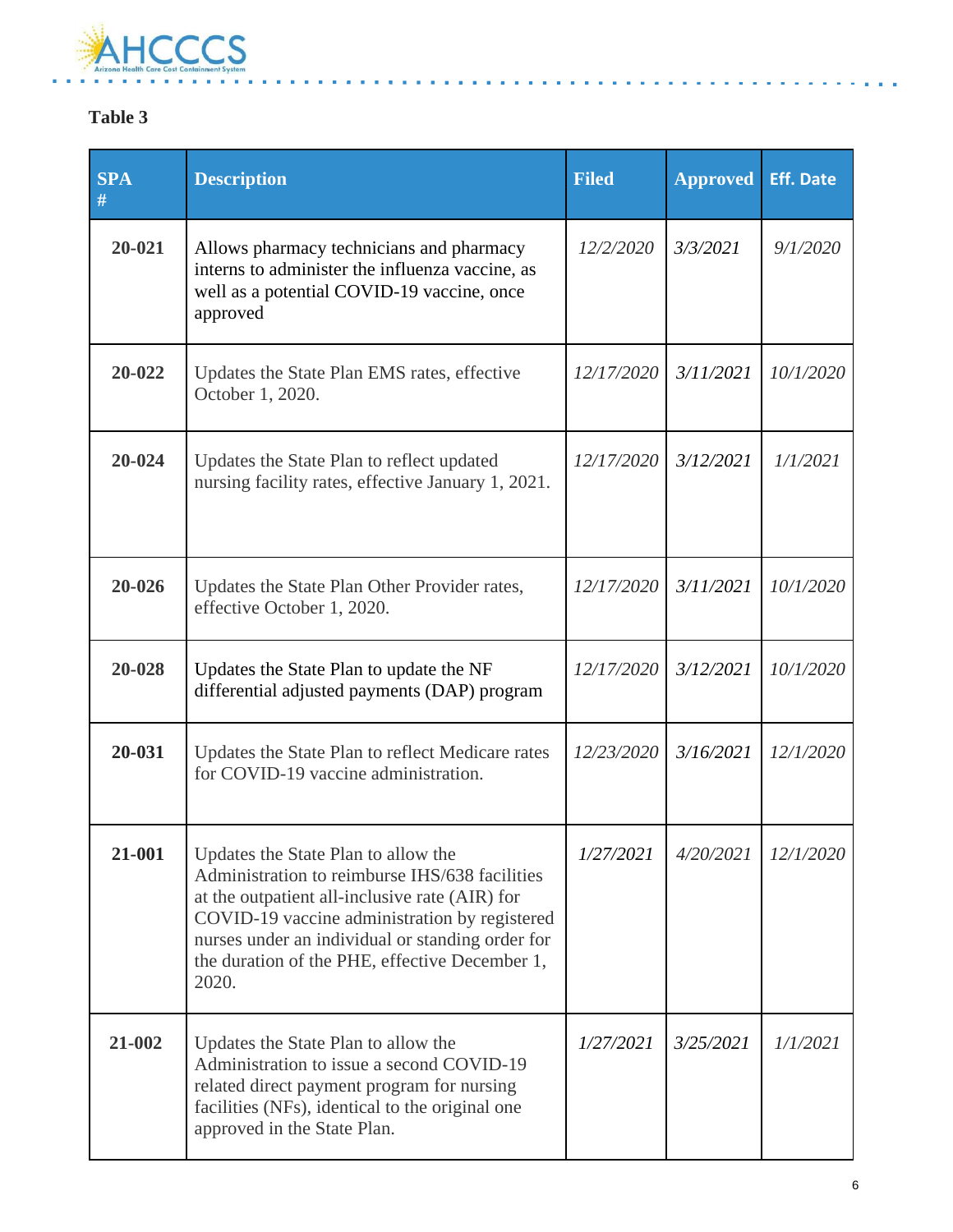**Table 3**

| SPA # | Description | Filed | Approved | Eff. Date |
|---|---|---|---|---|
| **20-021** | Allows pharmacy technicians and pharmacy interns to administer the influenza vaccine, as well as a potential COVID-19 vaccine, once approved | *12/2/2020* | *3/3/2021* | *9/1/2020* |
| **20-022** | Updates the State Plan EMS rates, effective October 1, 2020. | *12/17/2020* | *3/11/2021* | *10/1/2020* |
| **20-024** | Updates the State Plan to reflect updated nursing facility rates, effective January 1, 2021. | *12/17/2020* | *3/12/2021* | *1/1/2021* |
| **20-026** | Updates the State Plan Other Provider rates, effective October 1, 2020. | *12/17/2020* | *3/11/2021* | *10/1/2020* |
| **20-028** | Updates the State Plan to update the NF differential adjusted payments (DAP) program | *12/17/2020* | *3/12/2021* | *10/1/2020* |
| **20-031** | Updates the State Plan to reflect Medicare rates for COVID-19 vaccine administration. | *12/23/2020* | *3/16/2021* | *12/1/2020* |
| **21-001** | Updates the State Plan to allow the Administration to reimburse IHS/638 facilities at the outpatient all-inclusive rate (AIR) for COVID-19 vaccine administration by registered nurses under an individual or standing order for the duration of the PHE, effective December 1, 2020. | *1/27/2021* | *4/20/2021* | *12/1/2020* |
| **21-002** | Updates the State Plan to allow the Administration to issue a second COVID-19 related direct payment program for nursing facilities (NFs), identical to the original one approved in the State Plan. | *1/27/2021* | *3/25/2021* | *1/1/2021* |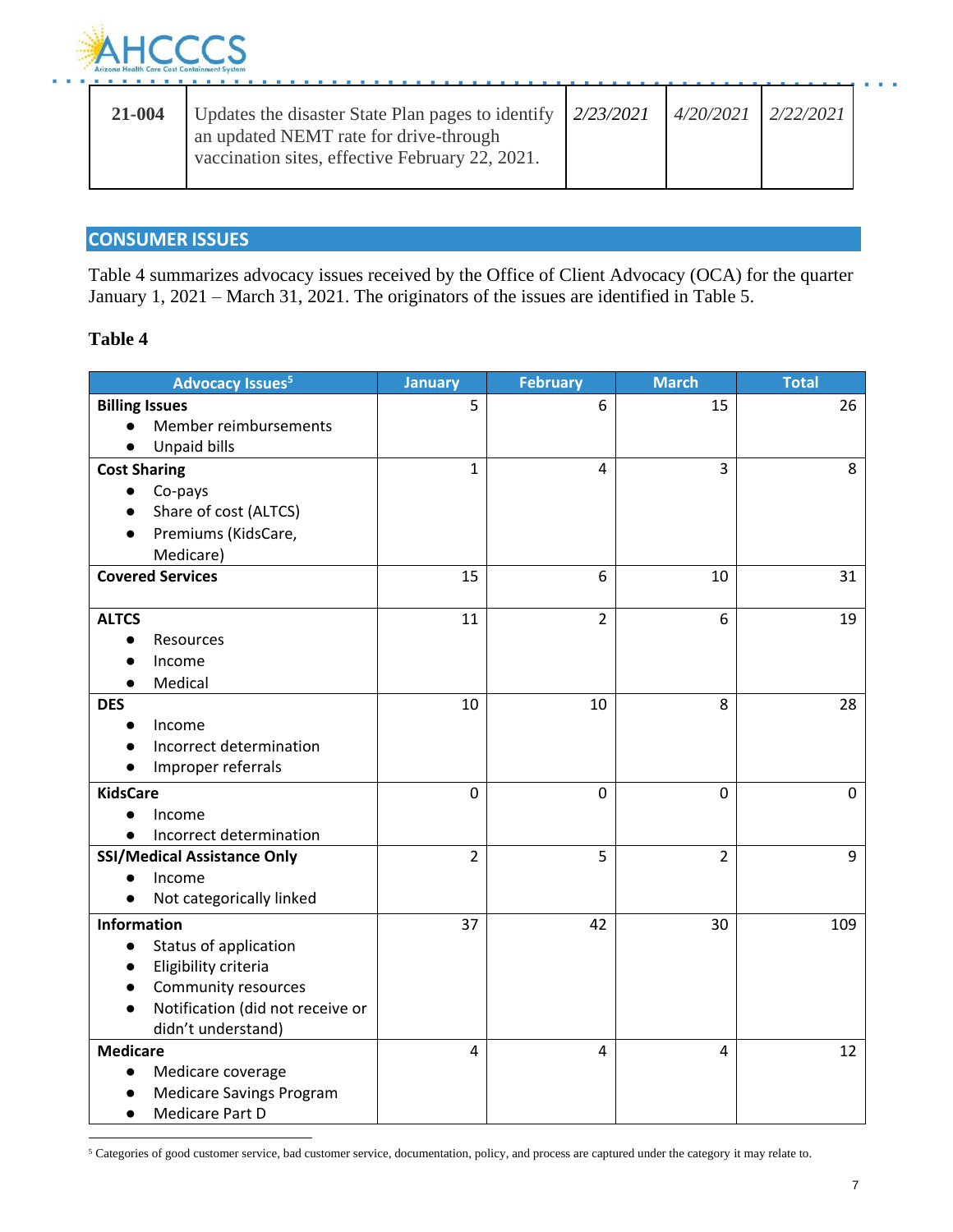| 21-004 | Updates the disaster State Plan pages to identify an updated NEMT rate for drive-through vaccination sites, effective February 22, 2021. | *2/23/2021* | *4/20/2021* | *2/22/2021* |
|---|---|---|---|---|

## CONSUMER ISSUES

Table 4 summarizes advocacy issues received by the Office of Client Advocacy (OCA) for the quarter January 1, 2021 – March 31, 2021. The originators of the issues are identified in Table 5.

### Table 4

| Advocacy Issues[5] | January | February | March | Total |
|---|---|---|---|---|
| **Billing Issues**<br>● Member reimbursements<br>● Unpaid bills | 5 | 6 | 15 | 26 |
| **Cost Sharing**<br>● Co-pays<br>● Share of cost (ALTCS)<br>● Premiums (KidsCare, Medicare) | 1 | 4 | 3 | 8 |
| **Covered Services** | 15 | 6 | 10 | 31 |
| **ALTCS**<br>● Resources<br>● Income<br>● Medical | 11 | 2 | 6 | 19 |
| **DES**<br>● Income<br>● Incorrect determination<br>● Improper referrals | 10 | 10 | 8 | 28 |
| **KidsCare**<br>● Income<br>● Incorrect determination | 0 | 0 | 0 | 0 |
| **SSI/Medical Assistance Only**<br>● Income<br>● Not categorically linked | 2 | 5 | 2 | 9 |
| **Information**<br>● Status of application<br>● Eligibility criteria<br>● Community resources<br>● Notification (did not receive or didn't understand) | 37 | 42 | 30 | 109 |
| **Medicare**<br>● Medicare coverage<br>● Medicare Savings Program<br>● Medicare Part D | 4 | 4 | 4 | 12 |

[5] Categories of good customer service, bad customer service, documentation, policy, and process are captured under the category it may relate to.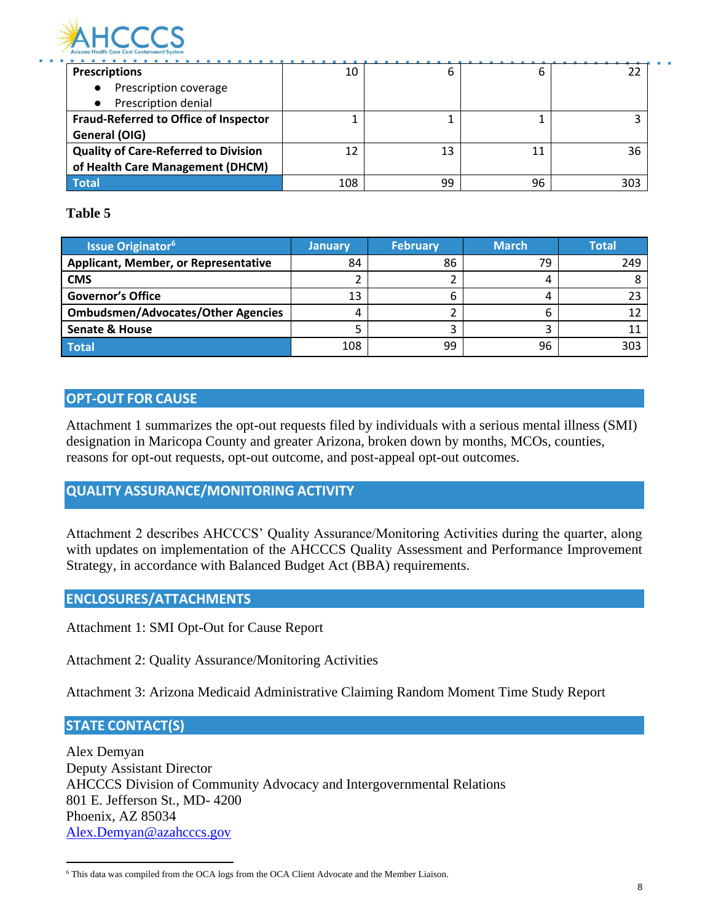| **Prescriptions**<br>● Prescription coverage<br>● Prescription denial | 10 | 6 | 6 | 22 |
|---|---|---|---|---|
| **Fraud-Referred to Office of Inspector General (OIG)** | 1 | 1 | 1 | 3 |
| **Quality of Care-Referred to Division of Health Care Management (DHCM)** | 12 | 13 | 11 | 36 |
| **Total** | 108 | 99 | 96 | 303 |

**Table 5**

| Issue Originator[6] | January | February | March | Total |
|---|---|---|---|---|
| **Applicant, Member, or Representative** | 84 | 86 | 79 | 249 |
| **CMS** | 2 | 2 | 4 | 8 |
| **Governor's Office** | 13 | 6 | 4 | 23 |
| **Ombudsmen/Advocates/Other Agencies** | 4 | 2 | 6 | 12 |
| **Senate & House** | 5 | 3 | 3 | 11 |
| **Total** | 108 | 99 | 96 | 303 |

## OPT-OUT FOR CAUSE

Attachment 1 summarizes the opt-out requests filed by individuals with a serious mental illness (SMI) designation in Maricopa County and greater Arizona, broken down by months, MCOs, counties, reasons for opt-out requests, opt-out outcome, and post-appeal opt-out outcomes.

## QUALITY ASSURANCE/MONITORING ACTIVITY

Attachment 2 describes AHCCCS' Quality Assurance/Monitoring Activities during the quarter, along with updates on implementation of the AHCCCS Quality Assessment and Performance Improvement Strategy, in accordance with Balanced Budget Act (BBA) requirements.

## ENCLOSURES/ATTACHMENTS

Attachment 1: SMI Opt-Out for Cause Report

Attachment 2: Quality Assurance/Monitoring Activities

Attachment 3: Arizona Medicaid Administrative Claiming Random Moment Time Study Report

## STATE CONTACT(S)

Alex Demyan
Deputy Assistant Director
AHCCCS Division of Community Advocacy and Intergovernmental Relations
801 E. Jefferson St., MD- 4200
Phoenix, AZ 85034
Alex.Demyan@azahcccs.gov

[6] This data was compiled from the OCA logs from the OCA Client Advocate and the Member Liaison.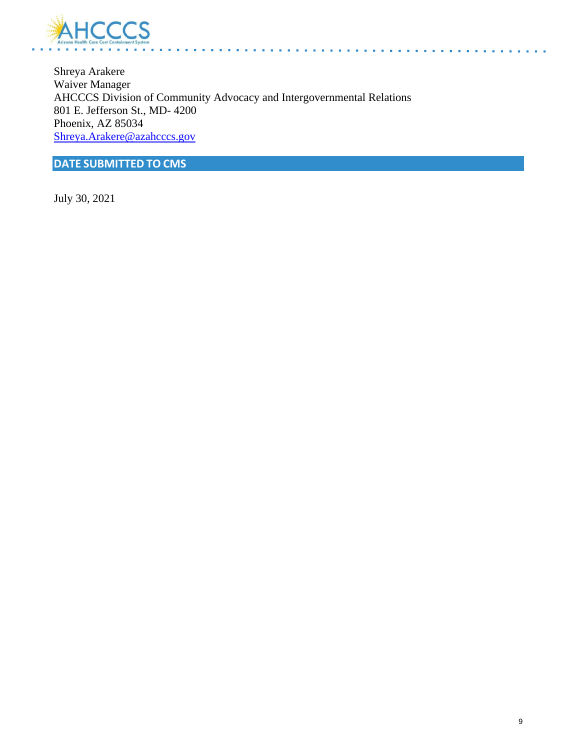Shreya Arakere  
Waiver Manager  
AHCCCS Division of Community Advocacy and Intergovernmental Relations  
801 E. Jefferson St., MD- 4200  
Phoenix, AZ 85034  
Shreya.Arakere@azahcccs.gov

## DATE SUBMITTED TO CMS

July 30, 2021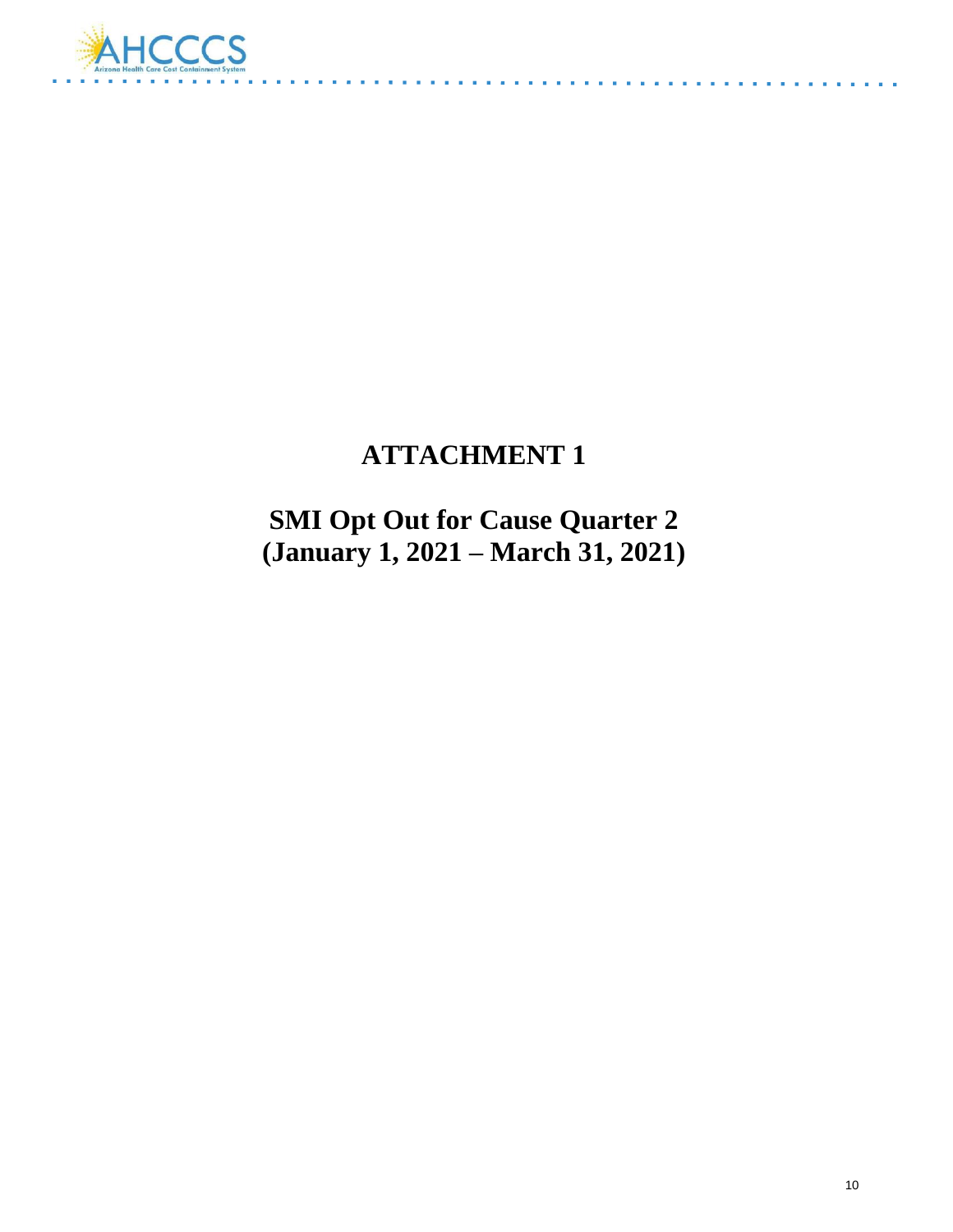# ATTACHMENT 1

## SMI Opt Out for Cause Quarter 2 (January 1, 2021 – March 31, 2021)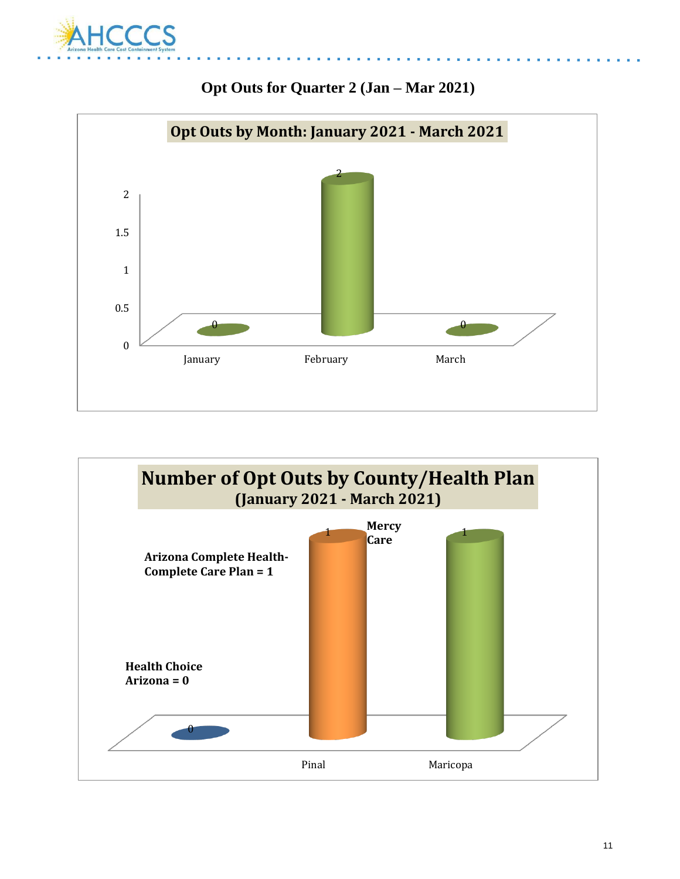## Opt Outs for Quarter 2 (Jan – Mar 2021)

**Opt Outs by Month: January 2021 - March 2021**

| Month | Opt Outs |
|---|---|
| January | 0 |
| February | 2 |
| March | 0 |

**Number of Opt Outs by County/Health Plan**
**(January 2021 - March 2021)**

| County | Health Plan | Opt Outs |
|---|---|---|
| | Health Choice Arizona | 0 |
| Pinal | Arizona Complete Health-Complete Care Plan | 1 |
| Maricopa | Mercy Care | 1 |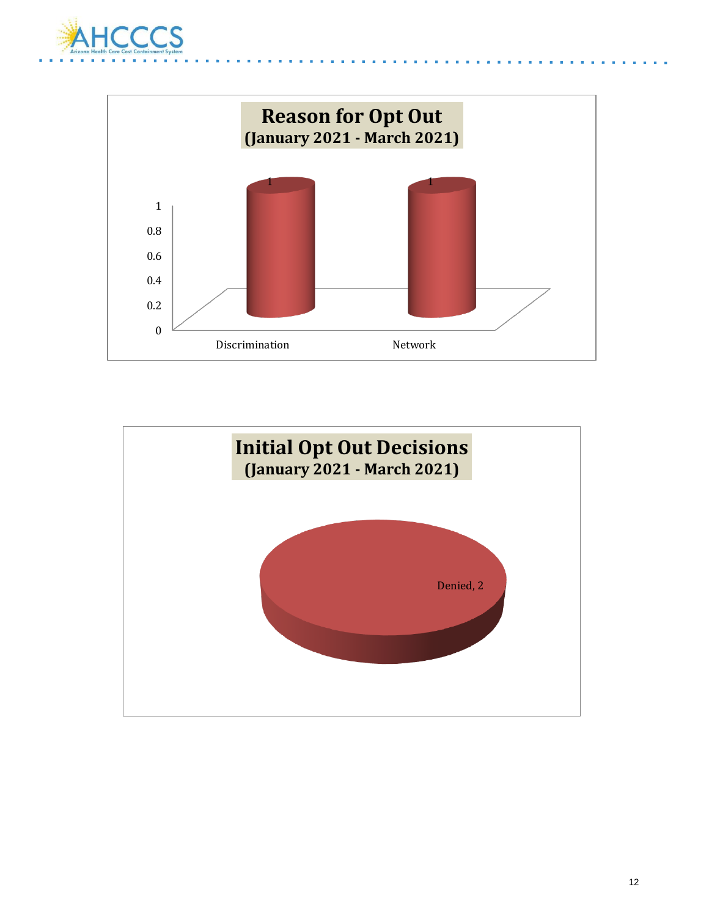**Reason for Opt Out**
**(January 2021 - March 2021)**

| Reason | Count |
| --- | --- |
| Discrimination | 1 |
| Network | 1 |

**Initial Opt Out Decisions**
**(January 2021 - March 2021)**

Denied, 2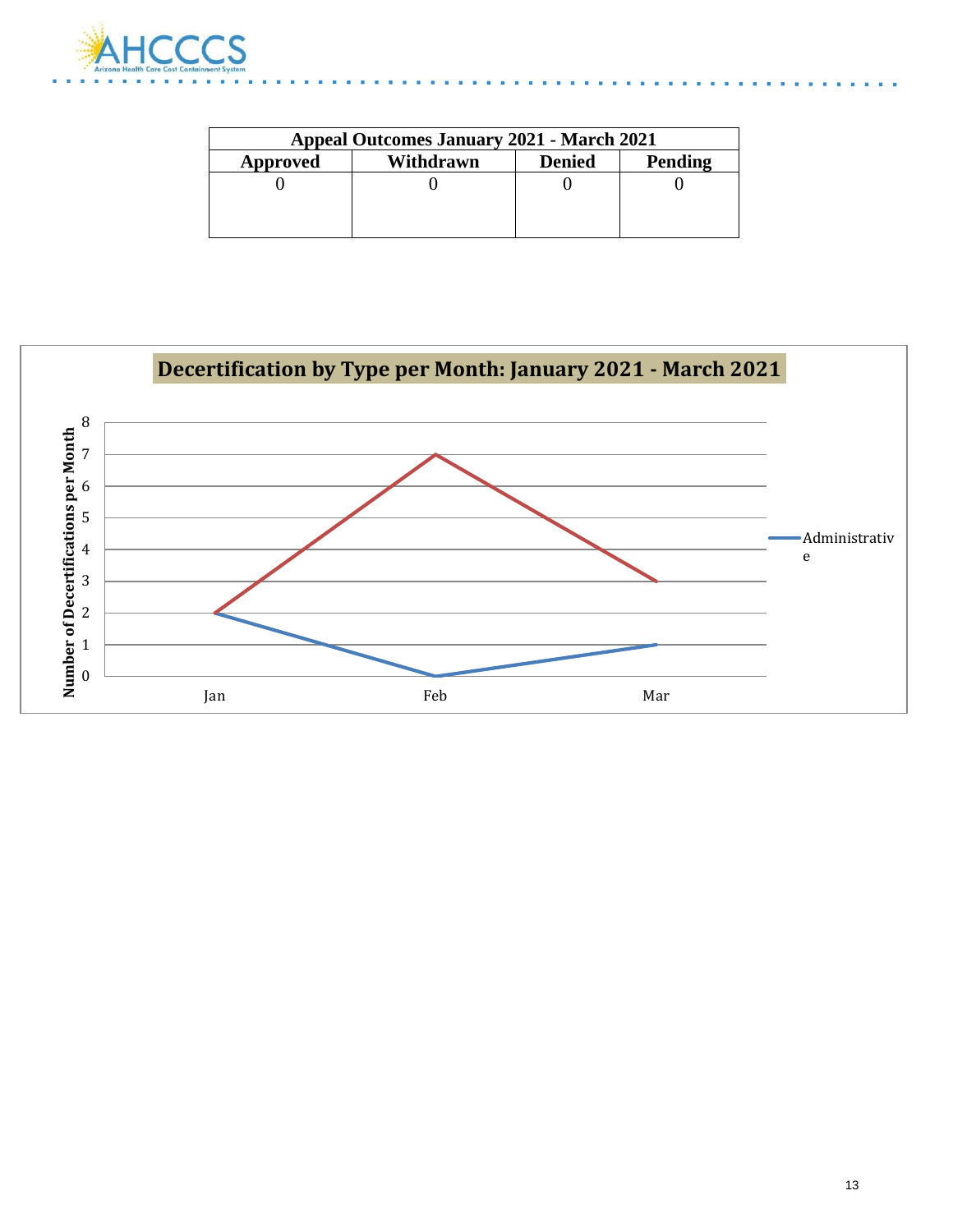| Appeal Outcomes January 2021 - March 2021 | | | |
|---|---|---|---|
| Approved | Withdrawn | Denied | Pending |
| 0 | 0 | 0 | 0 |

**Decertification by Type per Month: January 2021 - March 2021**

| Month | Administrative | (Red series) |
|---|---|---|
| Jan | 2 | 2 |
| Feb | 0 | 7 |
| Mar | 1 | 3 |

Number of Decertifications per Month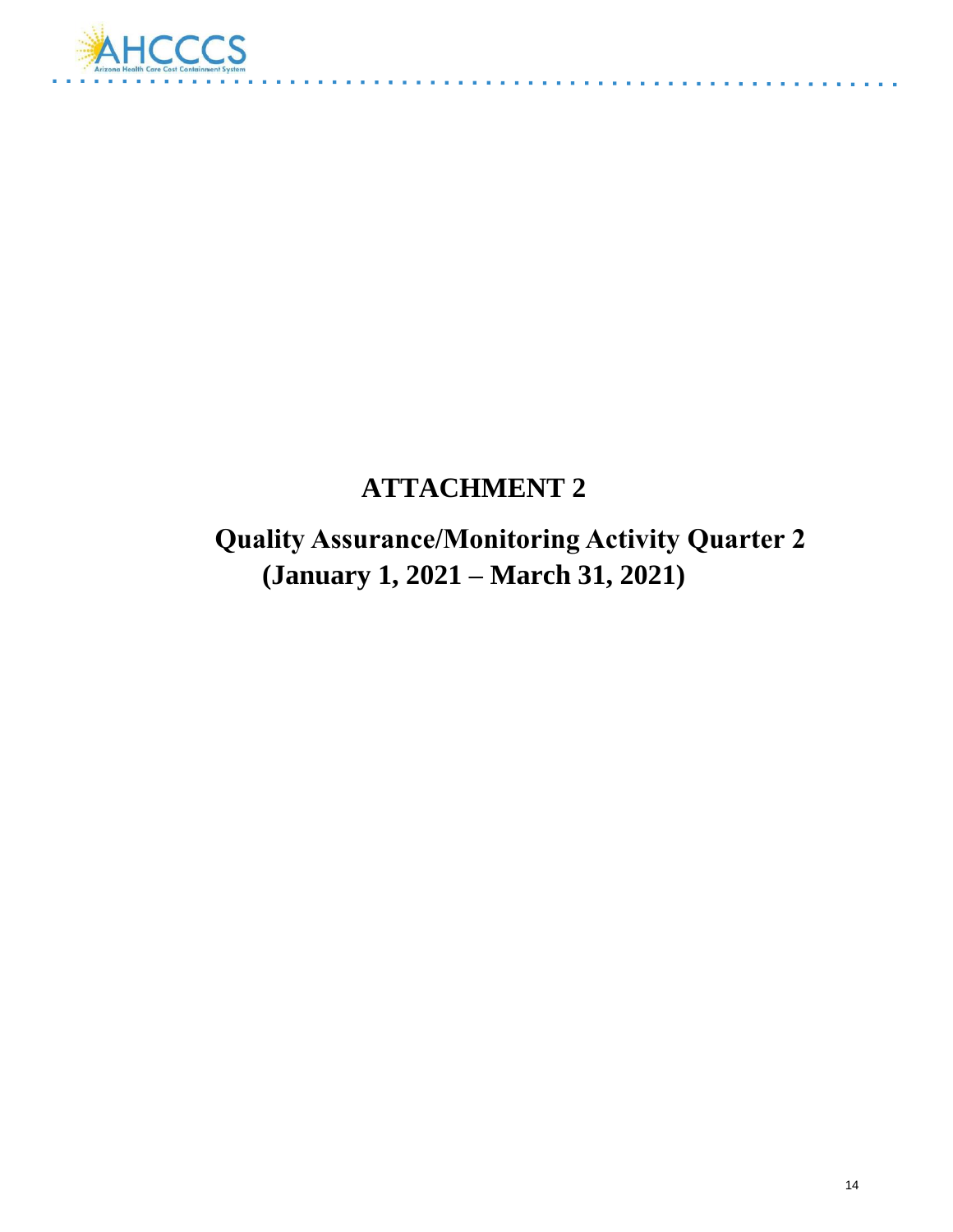# ATTACHMENT 2

## Quality Assurance/Monitoring Activity Quarter 2 (January 1, 2021 – March 31, 2021)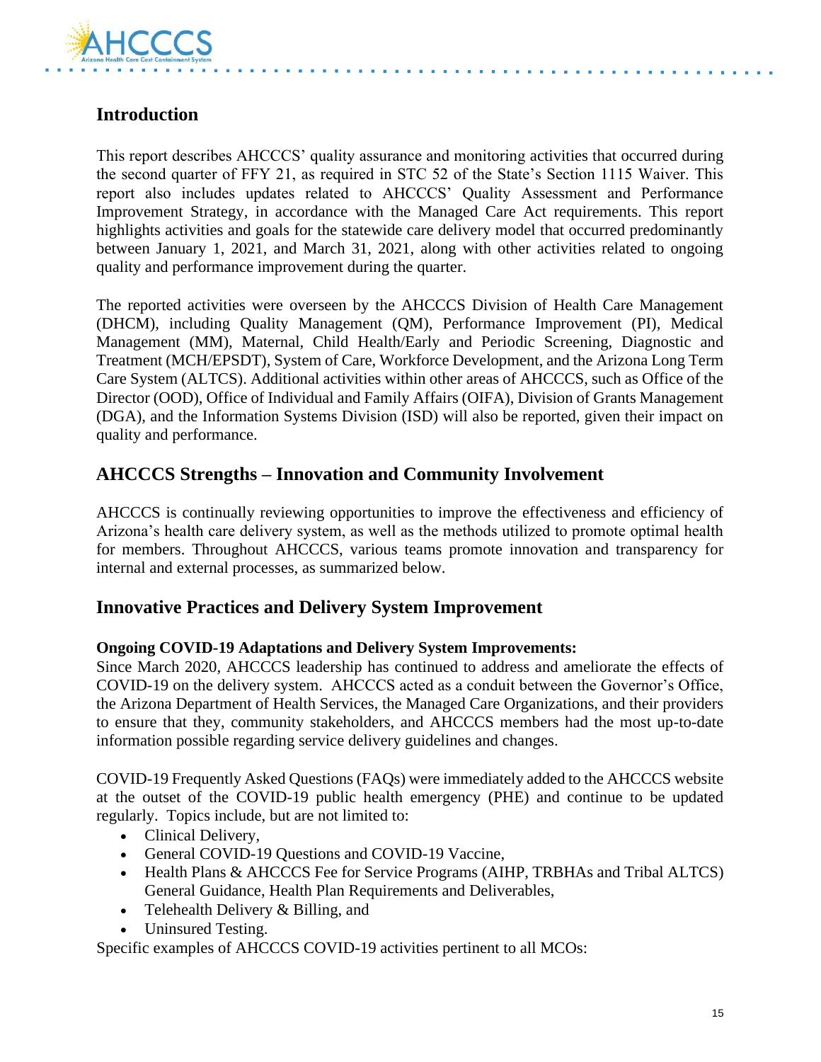## Introduction

This report describes AHCCCS' quality assurance and monitoring activities that occurred during the second quarter of FFY 21, as required in STC 52 of the State's Section 1115 Waiver. This report also includes updates related to AHCCCS' Quality Assessment and Performance Improvement Strategy, in accordance with the Managed Care Act requirements. This report highlights activities and goals for the statewide care delivery model that occurred predominantly between January 1, 2021, and March 31, 2021, along with other activities related to ongoing quality and performance improvement during the quarter.

The reported activities were overseen by the AHCCCS Division of Health Care Management (DHCM), including Quality Management (QM), Performance Improvement (PI), Medical Management (MM), Maternal, Child Health/Early and Periodic Screening, Diagnostic and Treatment (MCH/EPSDT), System of Care, Workforce Development, and the Arizona Long Term Care System (ALTCS). Additional activities within other areas of AHCCCS, such as Office of the Director (OOD), Office of Individual and Family Affairs (OIFA), Division of Grants Management (DGA), and the Information Systems Division (ISD) will also be reported, given their impact on quality and performance.

## AHCCCS Strengths – Innovation and Community Involvement

AHCCCS is continually reviewing opportunities to improve the effectiveness and efficiency of Arizona's health care delivery system, as well as the methods utilized to promote optimal health for members. Throughout AHCCCS, various teams promote innovation and transparency for internal and external processes, as summarized below.

## Innovative Practices and Delivery System Improvement

**Ongoing COVID-19 Adaptations and Delivery System Improvements:**
Since March 2020, AHCCCS leadership has continued to address and ameliorate the effects of COVID-19 on the delivery system. AHCCCS acted as a conduit between the Governor's Office, the Arizona Department of Health Services, the Managed Care Organizations, and their providers to ensure that they, community stakeholders, and AHCCCS members had the most up-to-date information possible regarding service delivery guidelines and changes.

COVID-19 Frequently Asked Questions (FAQs) were immediately added to the AHCCCS website at the outset of the COVID-19 public health emergency (PHE) and continue to be updated regularly. Topics include, but are not limited to:

- Clinical Delivery,
- General COVID-19 Questions and COVID-19 Vaccine,
- Health Plans & AHCCCS Fee for Service Programs (AIHP, TRBHAs and Tribal ALTCS) General Guidance, Health Plan Requirements and Deliverables,
- Telehealth Delivery & Billing, and
- Uninsured Testing.

Specific examples of AHCCCS COVID-19 activities pertinent to all MCOs: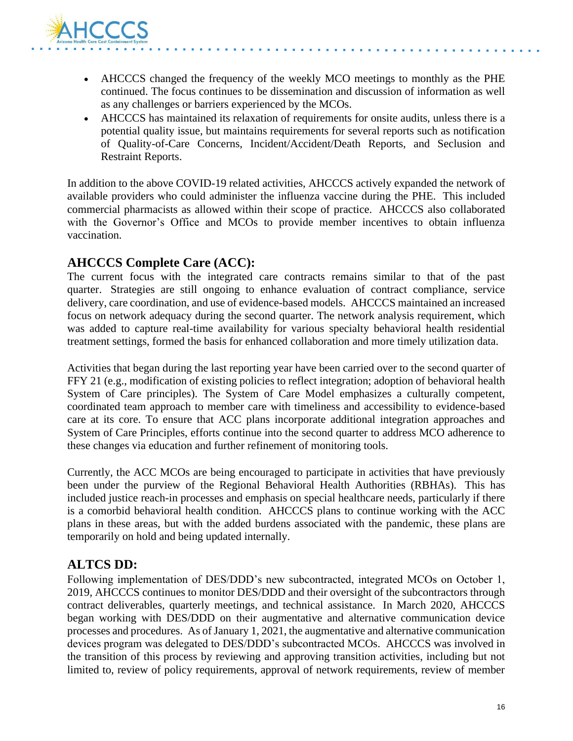- AHCCCS changed the frequency of the weekly MCO meetings to monthly as the PHE continued. The focus continues to be dissemination and discussion of information as well as any challenges or barriers experienced by the MCOs.
- AHCCCS has maintained its relaxation of requirements for onsite audits, unless there is a potential quality issue, but maintains requirements for several reports such as notification of Quality-of-Care Concerns, Incident/Accident/Death Reports, and Seclusion and Restraint Reports.

In addition to the above COVID-19 related activities, AHCCCS actively expanded the network of available providers who could administer the influenza vaccine during the PHE. This included commercial pharmacists as allowed within their scope of practice. AHCCCS also collaborated with the Governor's Office and MCOs to provide member incentives to obtain influenza vaccination.

## AHCCCS Complete Care (ACC):

The current focus with the integrated care contracts remains similar to that of the past quarter. Strategies are still ongoing to enhance evaluation of contract compliance, service delivery, care coordination, and use of evidence-based models. AHCCCS maintained an increased focus on network adequacy during the second quarter. The network analysis requirement, which was added to capture real-time availability for various specialty behavioral health residential treatment settings, formed the basis for enhanced collaboration and more timely utilization data.

Activities that began during the last reporting year have been carried over to the second quarter of FFY 21 (e.g., modification of existing policies to reflect integration; adoption of behavioral health System of Care principles). The System of Care Model emphasizes a culturally competent, coordinated team approach to member care with timeliness and accessibility to evidence-based care at its core. To ensure that ACC plans incorporate additional integration approaches and System of Care Principles, efforts continue into the second quarter to address MCO adherence to these changes via education and further refinement of monitoring tools.

Currently, the ACC MCOs are being encouraged to participate in activities that have previously been under the purview of the Regional Behavioral Health Authorities (RBHAs). This has included justice reach-in processes and emphasis on special healthcare needs, particularly if there is a comorbid behavioral health condition. AHCCCS plans to continue working with the ACC plans in these areas, but with the added burdens associated with the pandemic, these plans are temporarily on hold and being updated internally.

## ALTCS DD:

Following implementation of DES/DDD's new subcontracted, integrated MCOs on October 1, 2019, AHCCCS continues to monitor DES/DDD and their oversight of the subcontractors through contract deliverables, quarterly meetings, and technical assistance. In March 2020, AHCCCS began working with DES/DDD on their augmentative and alternative communication device processes and procedures. As of January 1, 2021, the augmentative and alternative communication devices program was delegated to DES/DDD's subcontracted MCOs. AHCCCS was involved in the transition of this process by reviewing and approving transition activities, including but not limited to, review of policy requirements, approval of network requirements, review of member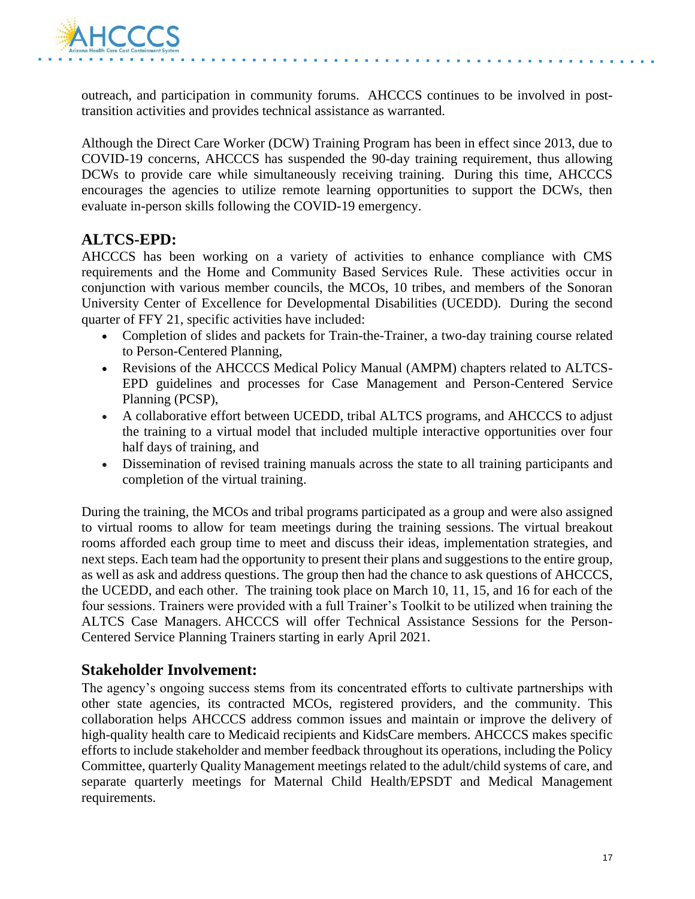outreach, and participation in community forums. AHCCCS continues to be involved in post-transition activities and provides technical assistance as warranted.

Although the Direct Care Worker (DCW) Training Program has been in effect since 2013, due to COVID-19 concerns, AHCCCS has suspended the 90-day training requirement, thus allowing DCWs to provide care while simultaneously receiving training. During this time, AHCCCS encourages the agencies to utilize remote learning opportunities to support the DCWs, then evaluate in-person skills following the COVID-19 emergency.

## ALTCS-EPD:

AHCCCS has been working on a variety of activities to enhance compliance with CMS requirements and the Home and Community Based Services Rule. These activities occur in conjunction with various member councils, the MCOs, 10 tribes, and members of the Sonoran University Center of Excellence for Developmental Disabilities (UCEDD). During the second quarter of FFY 21, specific activities have included:

- Completion of slides and packets for Train-the-Trainer, a two-day training course related to Person-Centered Planning,
- Revisions of the AHCCCS Medical Policy Manual (AMPM) chapters related to ALTCS-EPD guidelines and processes for Case Management and Person-Centered Service Planning (PCSP),
- A collaborative effort between UCEDD, tribal ALTCS programs, and AHCCCS to adjust the training to a virtual model that included multiple interactive opportunities over four half days of training, and
- Dissemination of revised training manuals across the state to all training participants and completion of the virtual training.

During the training, the MCOs and tribal programs participated as a group and were also assigned to virtual rooms to allow for team meetings during the training sessions. The virtual breakout rooms afforded each group time to meet and discuss their ideas, implementation strategies, and next steps. Each team had the opportunity to present their plans and suggestions to the entire group, as well as ask and address questions. The group then had the chance to ask questions of AHCCCS, the UCEDD, and each other. The training took place on March 10, 11, 15, and 16 for each of the four sessions. Trainers were provided with a full Trainer's Toolkit to be utilized when training the ALTCS Case Managers. AHCCCS will offer Technical Assistance Sessions for the Person-Centered Service Planning Trainers starting in early April 2021.

## Stakeholder Involvement:

The agency's ongoing success stems from its concentrated efforts to cultivate partnerships with other state agencies, its contracted MCOs, registered providers, and the community. This collaboration helps AHCCCS address common issues and maintain or improve the delivery of high-quality health care to Medicaid recipients and KidsCare members. AHCCCS makes specific efforts to include stakeholder and member feedback throughout its operations, including the Policy Committee, quarterly Quality Management meetings related to the adult/child systems of care, and separate quarterly meetings for Maternal Child Health/EPSDT and Medical Management requirements.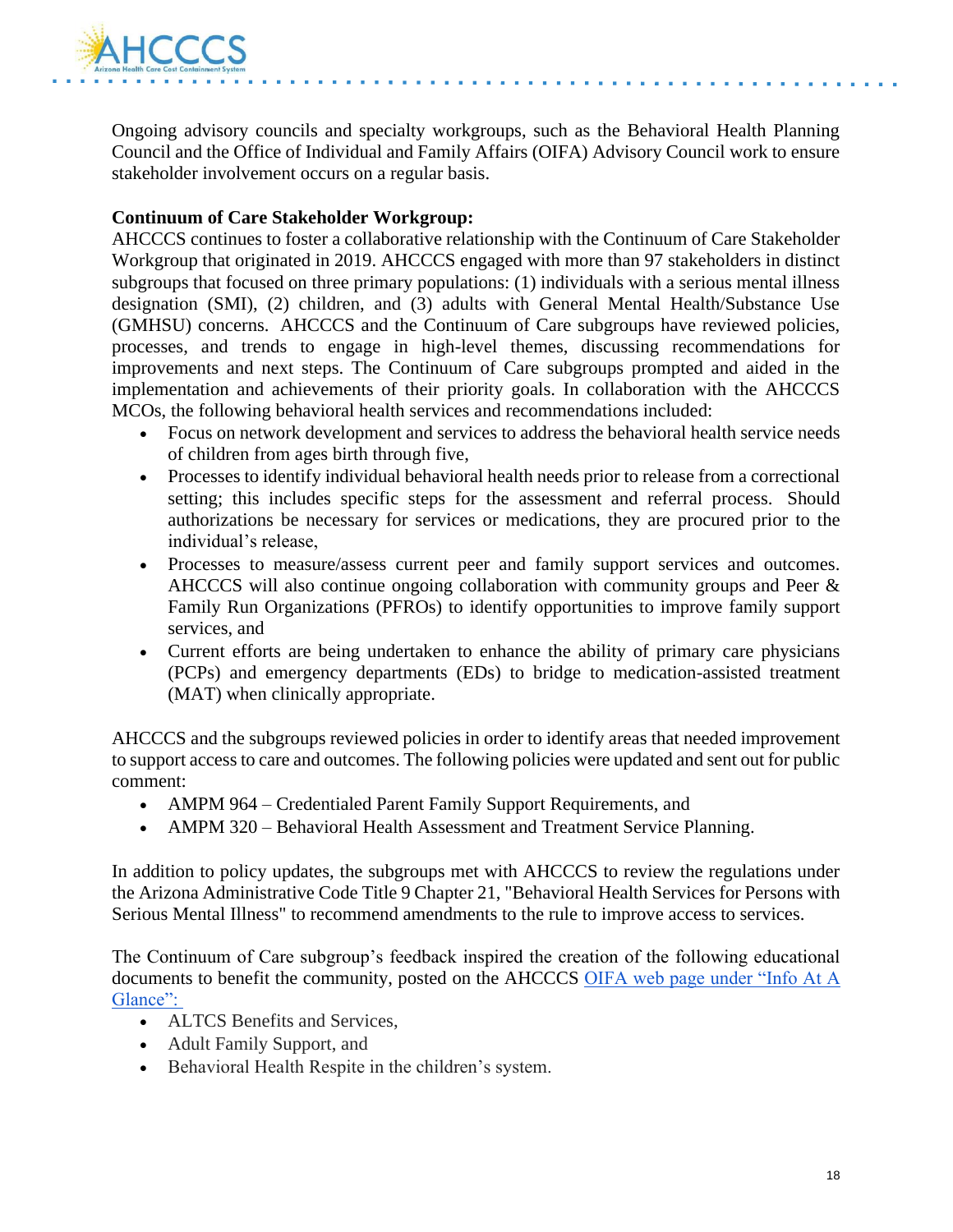Ongoing advisory councils and specialty workgroups, such as the Behavioral Health Planning Council and the Office of Individual and Family Affairs (OIFA) Advisory Council work to ensure stakeholder involvement occurs on a regular basis.

**Continuum of Care Stakeholder Workgroup:**

AHCCCS continues to foster a collaborative relationship with the Continuum of Care Stakeholder Workgroup that originated in 2019. AHCCCS engaged with more than 97 stakeholders in distinct subgroups that focused on three primary populations: (1) individuals with a serious mental illness designation (SMI), (2) children, and (3) adults with General Mental Health/Substance Use (GMHSU) concerns. AHCCCS and the Continuum of Care subgroups have reviewed policies, processes, and trends to engage in high-level themes, discussing recommendations for improvements and next steps. The Continuum of Care subgroups prompted and aided in the implementation and achievements of their priority goals. In collaboration with the AHCCCS MCOs, the following behavioral health services and recommendations included:

- Focus on network development and services to address the behavioral health service needs of children from ages birth through five,
- Processes to identify individual behavioral health needs prior to release from a correctional setting; this includes specific steps for the assessment and referral process. Should authorizations be necessary for services or medications, they are procured prior to the individual's release,
- Processes to measure/assess current peer and family support services and outcomes. AHCCCS will also continue ongoing collaboration with community groups and Peer & Family Run Organizations (PFROs) to identify opportunities to improve family support services, and
- Current efforts are being undertaken to enhance the ability of primary care physicians (PCPs) and emergency departments (EDs) to bridge to medication-assisted treatment (MAT) when clinically appropriate.

AHCCCS and the subgroups reviewed policies in order to identify areas that needed improvement to support access to care and outcomes. The following policies were updated and sent out for public comment:

- AMPM 964 – Credentialed Parent Family Support Requirements, and
- AMPM 320 – Behavioral Health Assessment and Treatment Service Planning.

In addition to policy updates, the subgroups met with AHCCCS to review the regulations under the Arizona Administrative Code Title 9 Chapter 21, "Behavioral Health Services for Persons with Serious Mental Illness" to recommend amendments to the rule to improve access to services.

The Continuum of Care subgroup's feedback inspired the creation of the following educational documents to benefit the community, posted on the AHCCCS OIFA web page under "Info At A Glance":

- ALTCS Benefits and Services,
- Adult Family Support, and
- Behavioral Health Respite in the children's system.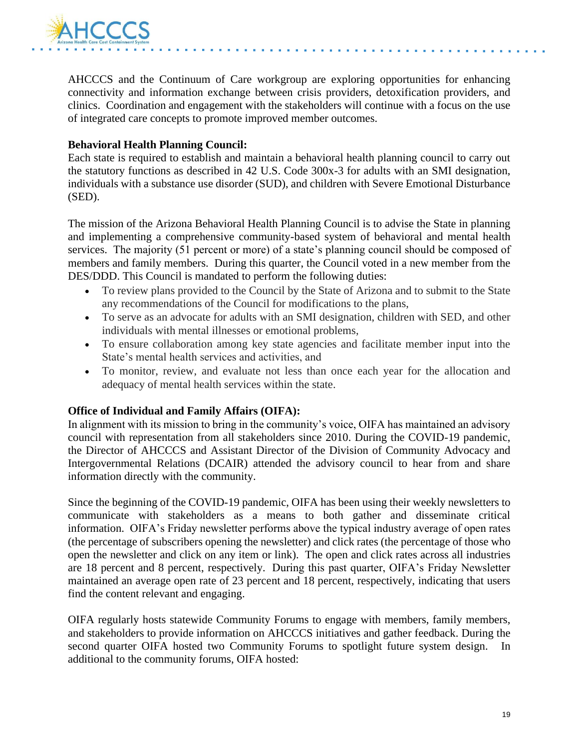AHCCCS and the Continuum of Care workgroup are exploring opportunities for enhancing connectivity and information exchange between crisis providers, detoxification providers, and clinics. Coordination and engagement with the stakeholders will continue with a focus on the use of integrated care concepts to promote improved member outcomes.

**Behavioral Health Planning Council:**
Each state is required to establish and maintain a behavioral health planning council to carry out the statutory functions as described in 42 U.S. Code 300x-3 for adults with an SMI designation, individuals with a substance use disorder (SUD), and children with Severe Emotional Disturbance (SED).

The mission of the Arizona Behavioral Health Planning Council is to advise the State in planning and implementing a comprehensive community-based system of behavioral and mental health services. The majority (51 percent or more) of a state's planning council should be composed of members and family members. During this quarter, the Council voted in a new member from the DES/DDD. This Council is mandated to perform the following duties:

- To review plans provided to the Council by the State of Arizona and to submit to the State any recommendations of the Council for modifications to the plans,
- To serve as an advocate for adults with an SMI designation, children with SED, and other individuals with mental illnesses or emotional problems,
- To ensure collaboration among key state agencies and facilitate member input into the State's mental health services and activities, and
- To monitor, review, and evaluate not less than once each year for the allocation and adequacy of mental health services within the state.

**Office of Individual and Family Affairs (OIFA):**
In alignment with its mission to bring in the community's voice, OIFA has maintained an advisory council with representation from all stakeholders since 2010. During the COVID-19 pandemic, the Director of AHCCCS and Assistant Director of the Division of Community Advocacy and Intergovernmental Relations (DCAIR) attended the advisory council to hear from and share information directly with the community.

Since the beginning of the COVID-19 pandemic, OIFA has been using their weekly newsletters to communicate with stakeholders as a means to both gather and disseminate critical information. OIFA's Friday newsletter performs above the typical industry average of open rates (the percentage of subscribers opening the newsletter) and click rates (the percentage of those who open the newsletter and click on any item or link). The open and click rates across all industries are 18 percent and 8 percent, respectively. During this past quarter, OIFA's Friday Newsletter maintained an average open rate of 23 percent and 18 percent, respectively, indicating that users find the content relevant and engaging.

OIFA regularly hosts statewide Community Forums to engage with members, family members, and stakeholders to provide information on AHCCCS initiatives and gather feedback. During the second quarter OIFA hosted two Community Forums to spotlight future system design. In additional to the community forums, OIFA hosted: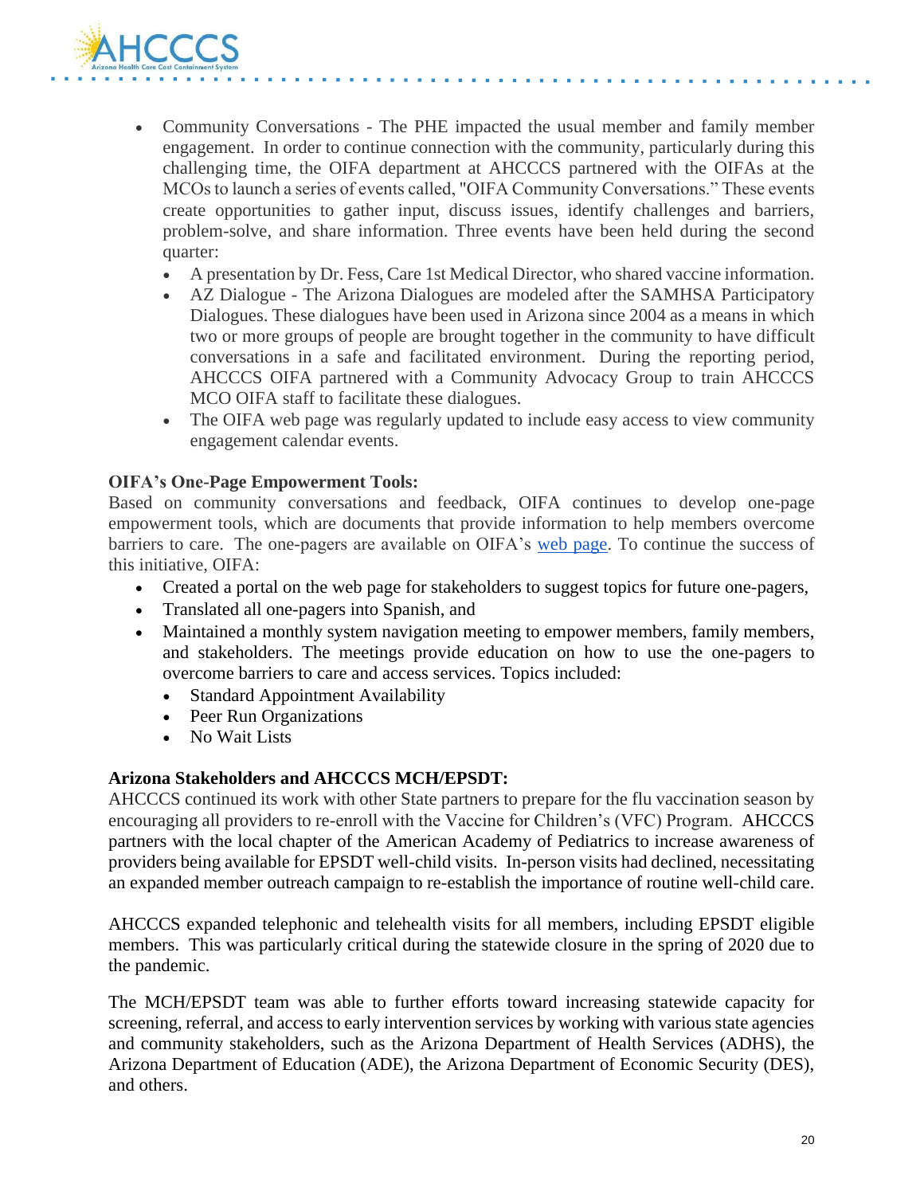- Community Conversations - The PHE impacted the usual member and family member engagement. In order to continue connection with the community, particularly during this challenging time, the OIFA department at AHCCCS partnered with the OIFAs at the MCOs to launch a series of events called, "OIFA Community Conversations." These events create opportunities to gather input, discuss issues, identify challenges and barriers, problem-solve, and share information. Three events have been held during the second quarter:
  - A presentation by Dr. Fess, Care 1st Medical Director, who shared vaccine information.
  - AZ Dialogue - The Arizona Dialogues are modeled after the SAMHSA Participatory Dialogues. These dialogues have been used in Arizona since 2004 as a means in which two or more groups of people are brought together in the community to have difficult conversations in a safe and facilitated environment. During the reporting period, AHCCCS OIFA partnered with a Community Advocacy Group to train AHCCCS MCO OIFA staff to facilitate these dialogues.
  - The OIFA web page was regularly updated to include easy access to view community engagement calendar events.

**OIFA's One-Page Empowerment Tools:**
Based on community conversations and feedback, OIFA continues to develop one-page empowerment tools, which are documents that provide information to help members overcome barriers to care. The one-pagers are available on OIFA's web page. To continue the success of this initiative, OIFA:

- Created a portal on the web page for stakeholders to suggest topics for future one-pagers,
- Translated all one-pagers into Spanish, and
- Maintained a monthly system navigation meeting to empower members, family members, and stakeholders. The meetings provide education on how to use the one-pagers to overcome barriers to care and access services. Topics included:
  - Standard Appointment Availability
  - Peer Run Organizations
  - No Wait Lists

**Arizona Stakeholders and AHCCCS MCH/EPSDT:**
AHCCCS continued its work with other State partners to prepare for the flu vaccination season by encouraging all providers to re-enroll with the Vaccine for Children's (VFC) Program. AHCCCS partners with the local chapter of the American Academy of Pediatrics to increase awareness of providers being available for EPSDT well-child visits. In-person visits had declined, necessitating an expanded member outreach campaign to re-establish the importance of routine well-child care.

AHCCCS expanded telephonic and telehealth visits for all members, including EPSDT eligible members. This was particularly critical during the statewide closure in the spring of 2020 due to the pandemic.

The MCH/EPSDT team was able to further efforts toward increasing statewide capacity for screening, referral, and access to early intervention services by working with various state agencies and community stakeholders, such as the Arizona Department of Health Services (ADHS), the Arizona Department of Education (ADE), the Arizona Department of Economic Security (DES), and others.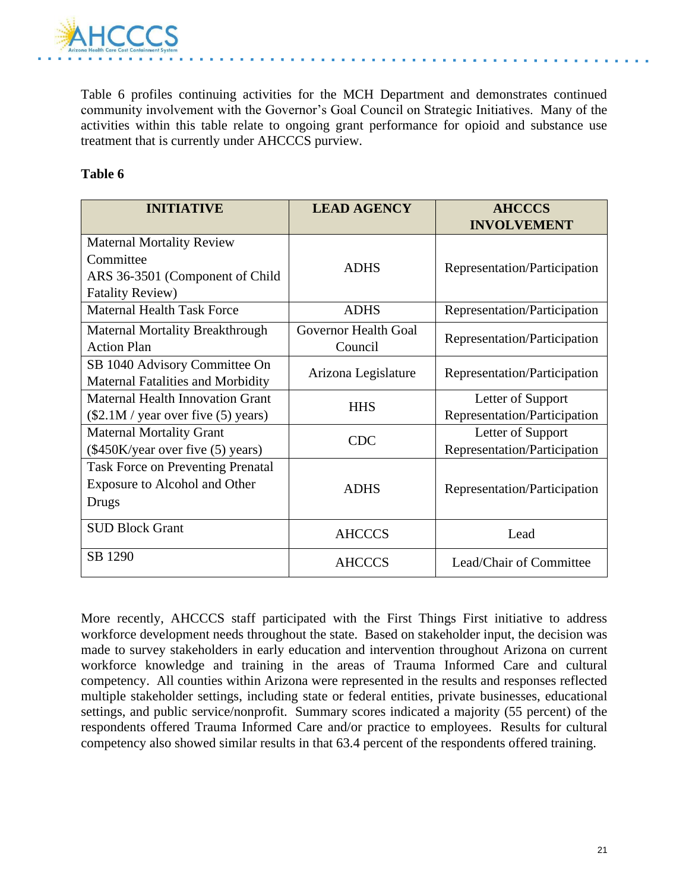Table 6 profiles continuing activities for the MCH Department and demonstrates continued community involvement with the Governor's Goal Council on Strategic Initiatives. Many of the activities within this table relate to ongoing grant performance for opioid and substance use treatment that is currently under AHCCCS purview.

**Table 6**

| INITIATIVE | LEAD AGENCY | AHCCCS INVOLVEMENT |
|---|---|---|
| Maternal Mortality Review Committee ARS 36-3501 (Component of Child Fatality Review) | ADHS | Representation/Participation |
| Maternal Health Task Force | ADHS | Representation/Participation |
| Maternal Mortality Breakthrough Action Plan | Governor Health Goal Council | Representation/Participation |
| SB 1040 Advisory Committee On Maternal Fatalities and Morbidity | Arizona Legislature | Representation/Participation |
| Maternal Health Innovation Grant ($2.1M / year over five (5) years) | HHS | Letter of Support Representation/Participation |
| Maternal Mortality Grant ($450K/year over five (5) years) | CDC | Letter of Support Representation/Participation |
| Task Force on Preventing Prenatal Exposure to Alcohol and Other Drugs | ADHS | Representation/Participation |
| SUD Block Grant | AHCCCS | Lead |
| SB 1290 | AHCCCS | Lead/Chair of Committee |

More recently, AHCCCS staff participated with the First Things First initiative to address workforce development needs throughout the state. Based on stakeholder input, the decision was made to survey stakeholders in early education and intervention throughout Arizona on current workforce knowledge and training in the areas of Trauma Informed Care and cultural competency. All counties within Arizona were represented in the results and responses reflected multiple stakeholder settings, including state or federal entities, private businesses, educational settings, and public service/nonprofit. Summary scores indicated a majority (55 percent) of the respondents offered Trauma Informed Care and/or practice to employees. Results for cultural competency also showed similar results in that 63.4 percent of the respondents offered training.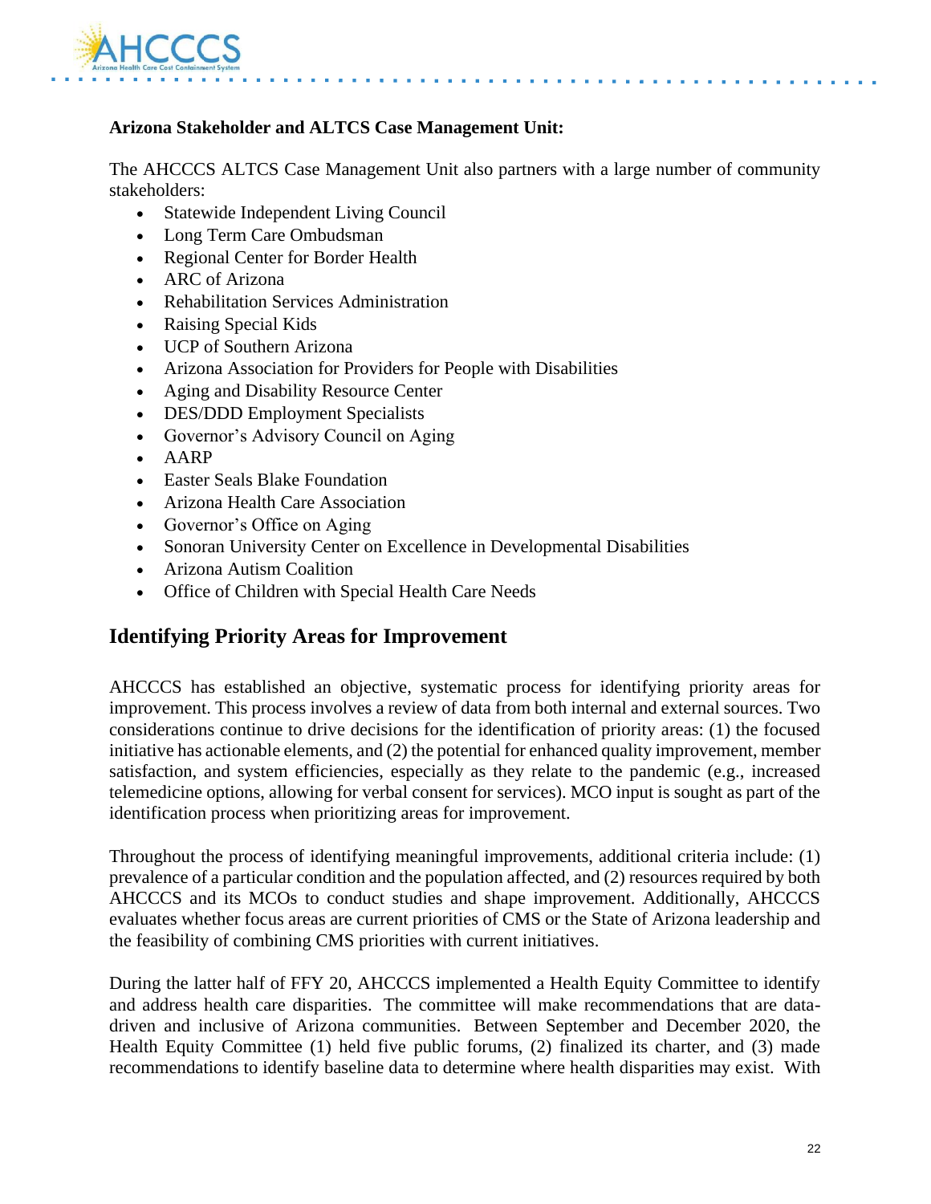**Arizona Stakeholder and ALTCS Case Management Unit:**

The AHCCCS ALTCS Case Management Unit also partners with a large number of community stakeholders:

- Statewide Independent Living Council
- Long Term Care Ombudsman
- Regional Center for Border Health
- ARC of Arizona
- Rehabilitation Services Administration
- Raising Special Kids
- UCP of Southern Arizona
- Arizona Association for Providers for People with Disabilities
- Aging and Disability Resource Center
- DES/DDD Employment Specialists
- Governor's Advisory Council on Aging
- AARP
- Easter Seals Blake Foundation
- Arizona Health Care Association
- Governor's Office on Aging
- Sonoran University Center on Excellence in Developmental Disabilities
- Arizona Autism Coalition
- Office of Children with Special Health Care Needs

## Identifying Priority Areas for Improvement

AHCCCS has established an objective, systematic process for identifying priority areas for improvement. This process involves a review of data from both internal and external sources. Two considerations continue to drive decisions for the identification of priority areas: (1) the focused initiative has actionable elements, and (2) the potential for enhanced quality improvement, member satisfaction, and system efficiencies, especially as they relate to the pandemic (e.g., increased telemedicine options, allowing for verbal consent for services). MCO input is sought as part of the identification process when prioritizing areas for improvement.

Throughout the process of identifying meaningful improvements, additional criteria include: (1) prevalence of a particular condition and the population affected, and (2) resources required by both AHCCCS and its MCOs to conduct studies and shape improvement. Additionally, AHCCCS evaluates whether focus areas are current priorities of CMS or the State of Arizona leadership and the feasibility of combining CMS priorities with current initiatives.

During the latter half of FFY 20, AHCCCS implemented a Health Equity Committee to identify and address health care disparities. The committee will make recommendations that are data-driven and inclusive of Arizona communities. Between September and December 2020, the Health Equity Committee (1) held five public forums, (2) finalized its charter, and (3) made recommendations to identify baseline data to determine where health disparities may exist. With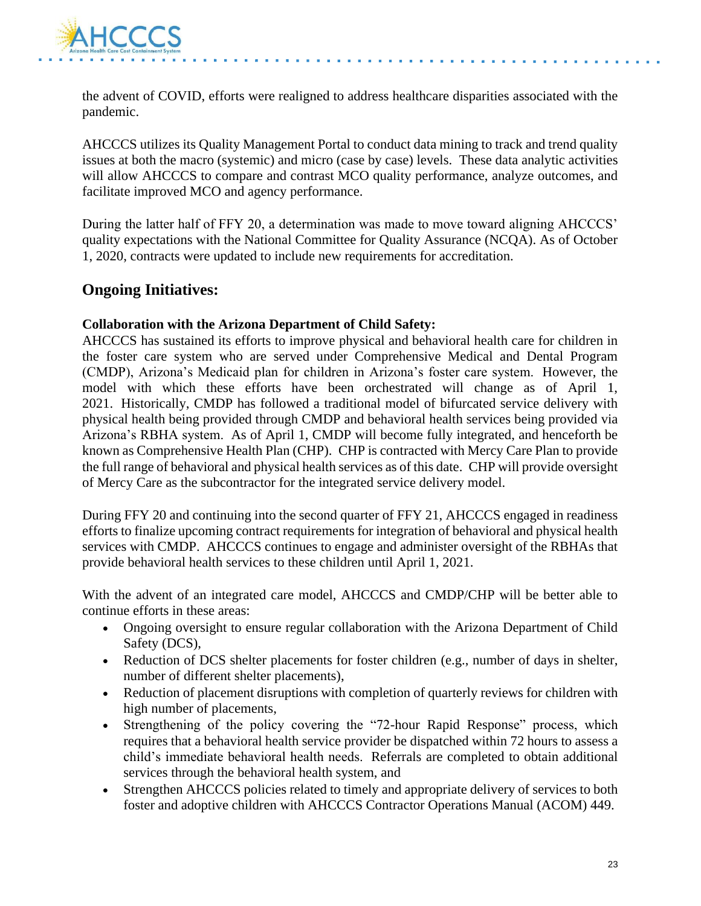the advent of COVID, efforts were realigned to address healthcare disparities associated with the pandemic.

AHCCCS utilizes its Quality Management Portal to conduct data mining to track and trend quality issues at both the macro (systemic) and micro (case by case) levels. These data analytic activities will allow AHCCCS to compare and contrast MCO quality performance, analyze outcomes, and facilitate improved MCO and agency performance.

During the latter half of FFY 20, a determination was made to move toward aligning AHCCCS' quality expectations with the National Committee for Quality Assurance (NCQA). As of October 1, 2020, contracts were updated to include new requirements for accreditation.

## Ongoing Initiatives:

**Collaboration with the Arizona Department of Child Safety:**
AHCCCS has sustained its efforts to improve physical and behavioral health care for children in the foster care system who are served under Comprehensive Medical and Dental Program (CMDP), Arizona's Medicaid plan for children in Arizona's foster care system. However, the model with which these efforts have been orchestrated will change as of April 1, 2021. Historically, CMDP has followed a traditional model of bifurcated service delivery with physical health being provided through CMDP and behavioral health services being provided via Arizona's RBHA system. As of April 1, CMDP will become fully integrated, and henceforth be known as Comprehensive Health Plan (CHP). CHP is contracted with Mercy Care Plan to provide the full range of behavioral and physical health services as of this date. CHP will provide oversight of Mercy Care as the subcontractor for the integrated service delivery model.

During FFY 20 and continuing into the second quarter of FFY 21, AHCCCS engaged in readiness efforts to finalize upcoming contract requirements for integration of behavioral and physical health services with CMDP. AHCCCS continues to engage and administer oversight of the RBHAs that provide behavioral health services to these children until April 1, 2021.

With the advent of an integrated care model, AHCCCS and CMDP/CHP will be better able to continue efforts in these areas:

- Ongoing oversight to ensure regular collaboration with the Arizona Department of Child Safety (DCS),
- Reduction of DCS shelter placements for foster children (e.g., number of days in shelter, number of different shelter placements),
- Reduction of placement disruptions with completion of quarterly reviews for children with high number of placements,
- Strengthening of the policy covering the "72-hour Rapid Response" process, which requires that a behavioral health service provider be dispatched within 72 hours to assess a child's immediate behavioral health needs. Referrals are completed to obtain additional services through the behavioral health system, and
- Strengthen AHCCCS policies related to timely and appropriate delivery of services to both foster and adoptive children with AHCCCS Contractor Operations Manual (ACOM) 449.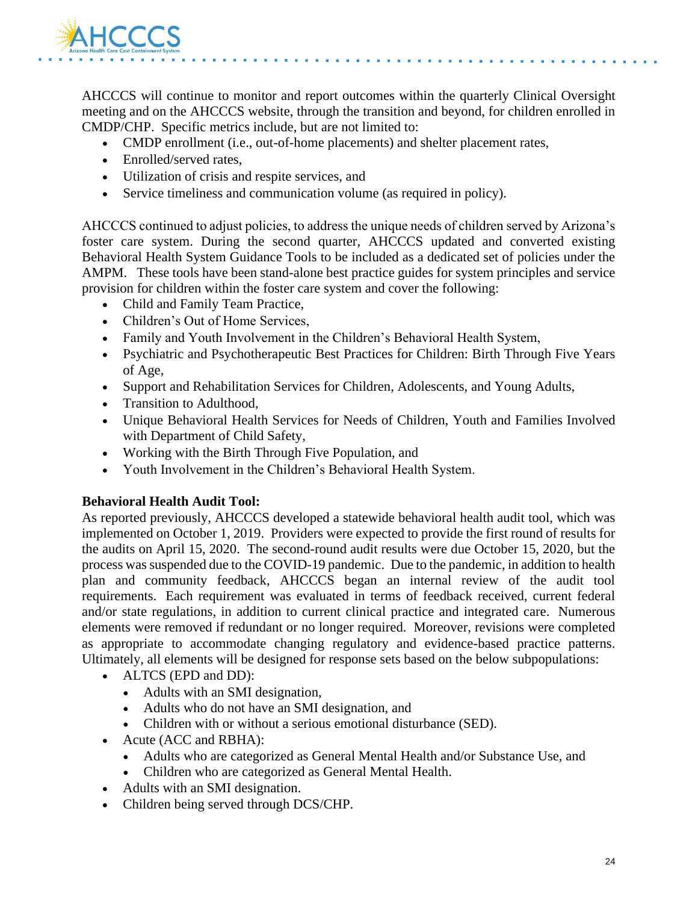AHCCCS will continue to monitor and report outcomes within the quarterly Clinical Oversight meeting and on the AHCCCS website, through the transition and beyond, for children enrolled in CMDP/CHP. Specific metrics include, but are not limited to:

- CMDP enrollment (i.e., out-of-home placements) and shelter placement rates,
- Enrolled/served rates,
- Utilization of crisis and respite services, and
- Service timeliness and communication volume (as required in policy).

AHCCCS continued to adjust policies, to address the unique needs of children served by Arizona's foster care system. During the second quarter, AHCCCS updated and converted existing Behavioral Health System Guidance Tools to be included as a dedicated set of policies under the AMPM. These tools have been stand-alone best practice guides for system principles and service provision for children within the foster care system and cover the following:

- Child and Family Team Practice,
- Children's Out of Home Services,
- Family and Youth Involvement in the Children's Behavioral Health System,
- Psychiatric and Psychotherapeutic Best Practices for Children: Birth Through Five Years of Age,
- Support and Rehabilitation Services for Children, Adolescents, and Young Adults,
- Transition to Adulthood,
- Unique Behavioral Health Services for Needs of Children, Youth and Families Involved with Department of Child Safety,
- Working with the Birth Through Five Population, and
- Youth Involvement in the Children's Behavioral Health System.

**Behavioral Health Audit Tool:**

As reported previously, AHCCCS developed a statewide behavioral health audit tool, which was implemented on October 1, 2019. Providers were expected to provide the first round of results for the audits on April 15, 2020. The second-round audit results were due October 15, 2020, but the process was suspended due to the COVID-19 pandemic. Due to the pandemic, in addition to health plan and community feedback, AHCCCS began an internal review of the audit tool requirements. Each requirement was evaluated in terms of feedback received, current federal and/or state regulations, in addition to current clinical practice and integrated care. Numerous elements were removed if redundant or no longer required. Moreover, revisions were completed as appropriate to accommodate changing regulatory and evidence-based practice patterns. Ultimately, all elements will be designed for response sets based on the below subpopulations:

- ALTCS (EPD and DD):
  - Adults with an SMI designation,
  - Adults who do not have an SMI designation, and
  - Children with or without a serious emotional disturbance (SED).
- Acute (ACC and RBHA):
  - Adults who are categorized as General Mental Health and/or Substance Use, and
  - Children who are categorized as General Mental Health.
- Adults with an SMI designation.
- Children being served through DCS/CHP.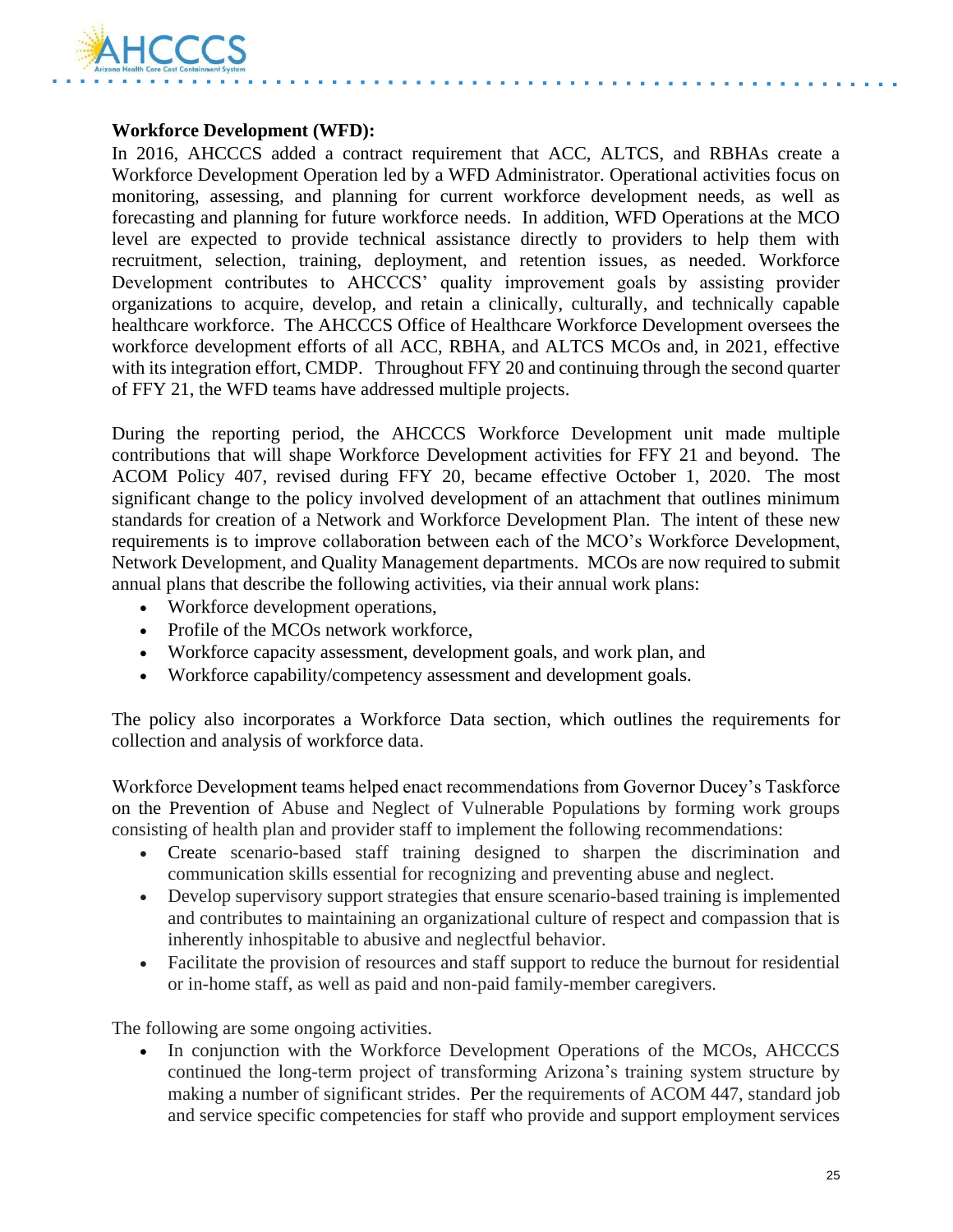**Workforce Development (WFD):**

In 2016, AHCCCS added a contract requirement that ACC, ALTCS, and RBHAs create a Workforce Development Operation led by a WFD Administrator. Operational activities focus on monitoring, assessing, and planning for current workforce development needs, as well as forecasting and planning for future workforce needs. In addition, WFD Operations at the MCO level are expected to provide technical assistance directly to providers to help them with recruitment, selection, training, deployment, and retention issues, as needed. Workforce Development contributes to AHCCCS' quality improvement goals by assisting provider organizations to acquire, develop, and retain a clinically, culturally, and technically capable healthcare workforce. The AHCCCS Office of Healthcare Workforce Development oversees the workforce development efforts of all ACC, RBHA, and ALTCS MCOs and, in 2021, effective with its integration effort, CMDP. Throughout FFY 20 and continuing through the second quarter of FFY 21, the WFD teams have addressed multiple projects.

During the reporting period, the AHCCCS Workforce Development unit made multiple contributions that will shape Workforce Development activities for FFY 21 and beyond. The ACOM Policy 407, revised during FFY 20, became effective October 1, 2020. The most significant change to the policy involved development of an attachment that outlines minimum standards for creation of a Network and Workforce Development Plan. The intent of these new requirements is to improve collaboration between each of the MCO's Workforce Development, Network Development, and Quality Management departments. MCOs are now required to submit annual plans that describe the following activities, via their annual work plans:

- Workforce development operations,
- Profile of the MCOs network workforce,
- Workforce capacity assessment, development goals, and work plan, and
- Workforce capability/competency assessment and development goals.

The policy also incorporates a Workforce Data section, which outlines the requirements for collection and analysis of workforce data.

Workforce Development teams helped enact recommendations from Governor Ducey's Taskforce on the Prevention of Abuse and Neglect of Vulnerable Populations by forming work groups consisting of health plan and provider staff to implement the following recommendations:

- Create scenario-based staff training designed to sharpen the discrimination and communication skills essential for recognizing and preventing abuse and neglect.
- Develop supervisory support strategies that ensure scenario-based training is implemented and contributes to maintaining an organizational culture of respect and compassion that is inherently inhospitable to abusive and neglectful behavior.
- Facilitate the provision of resources and staff support to reduce the burnout for residential or in-home staff, as well as paid and non-paid family-member caregivers.

The following are some ongoing activities.

- In conjunction with the Workforce Development Operations of the MCOs, AHCCCS continued the long-term project of transforming Arizona's training system structure by making a number of significant strides. Per the requirements of ACOM 447, standard job and service specific competencies for staff who provide and support employment services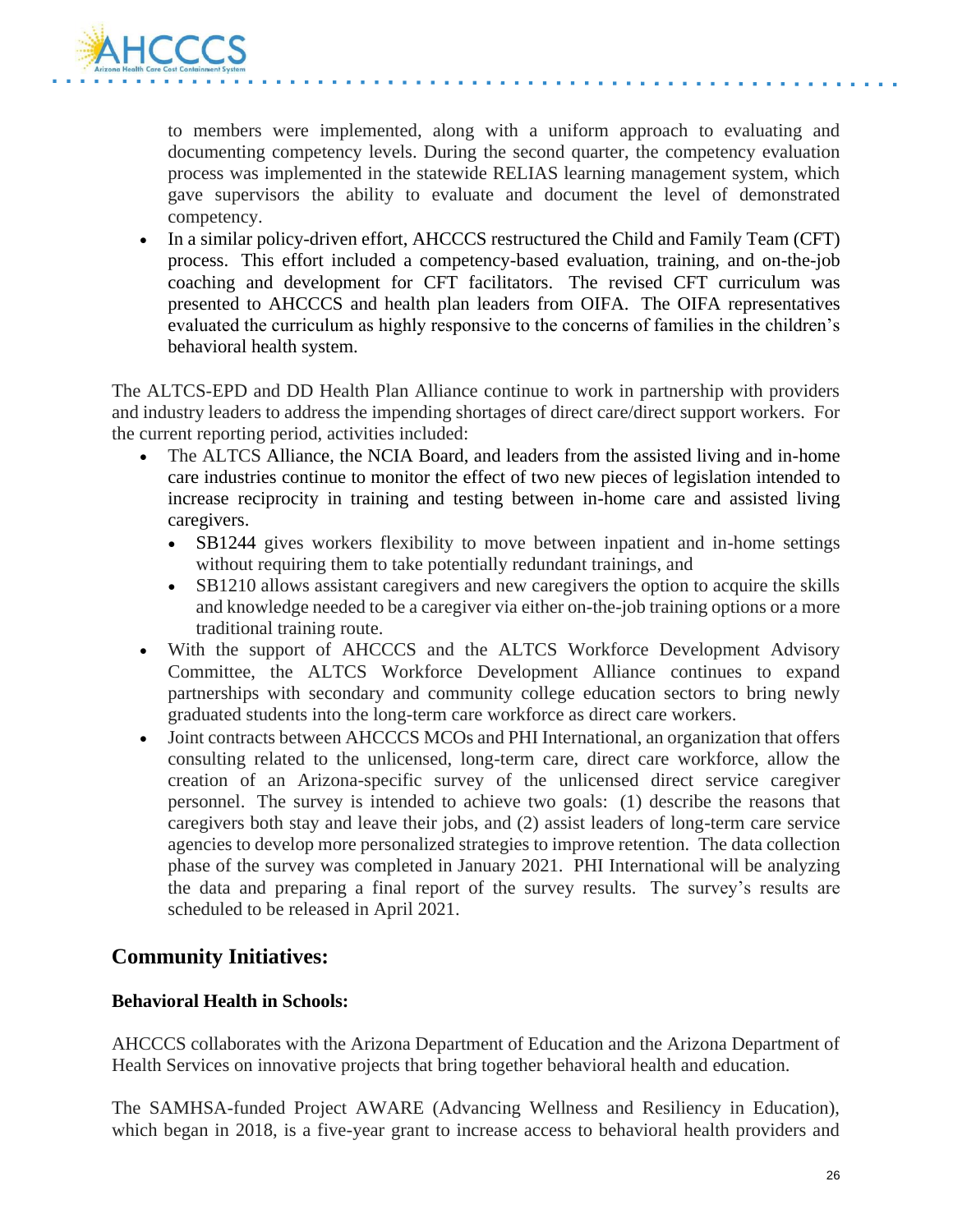to members were implemented, along with a uniform approach to evaluating and documenting competency levels. During the second quarter, the competency evaluation process was implemented in the statewide RELIAS learning management system, which gave supervisors the ability to evaluate and document the level of demonstrated competency.

- In a similar policy-driven effort, AHCCCS restructured the Child and Family Team (CFT) process. This effort included a competency-based evaluation, training, and on-the-job coaching and development for CFT facilitators. The revised CFT curriculum was presented to AHCCCS and health plan leaders from OIFA. The OIFA representatives evaluated the curriculum as highly responsive to the concerns of families in the children's behavioral health system.

The ALTCS-EPD and DD Health Plan Alliance continue to work in partnership with providers and industry leaders to address the impending shortages of direct care/direct support workers. For the current reporting period, activities included:

- The ALTCS Alliance, the NCIA Board, and leaders from the assisted living and in-home care industries continue to monitor the effect of two new pieces of legislation intended to increase reciprocity in training and testing between in-home care and assisted living caregivers.
  - SB1244 gives workers flexibility to move between inpatient and in-home settings without requiring them to take potentially redundant trainings, and
  - SB1210 allows assistant caregivers and new caregivers the option to acquire the skills and knowledge needed to be a caregiver via either on-the-job training options or a more traditional training route.
- With the support of AHCCCS and the ALTCS Workforce Development Advisory Committee, the ALTCS Workforce Development Alliance continues to expand partnerships with secondary and community college education sectors to bring newly graduated students into the long-term care workforce as direct care workers.
- Joint contracts between AHCCCS MCOs and PHI International, an organization that offers consulting related to the unlicensed, long-term care, direct care workforce, allow the creation of an Arizona-specific survey of the unlicensed direct service caregiver personnel. The survey is intended to achieve two goals: (1) describe the reasons that caregivers both stay and leave their jobs, and (2) assist leaders of long-term care service agencies to develop more personalized strategies to improve retention. The data collection phase of the survey was completed in January 2021. PHI International will be analyzing the data and preparing a final report of the survey results. The survey's results are scheduled to be released in April 2021.

## Community Initiatives:

### Behavioral Health in Schools:

AHCCCS collaborates with the Arizona Department of Education and the Arizona Department of Health Services on innovative projects that bring together behavioral health and education.

The SAMHSA-funded Project AWARE (Advancing Wellness and Resiliency in Education), which began in 2018, is a five-year grant to increase access to behavioral health providers and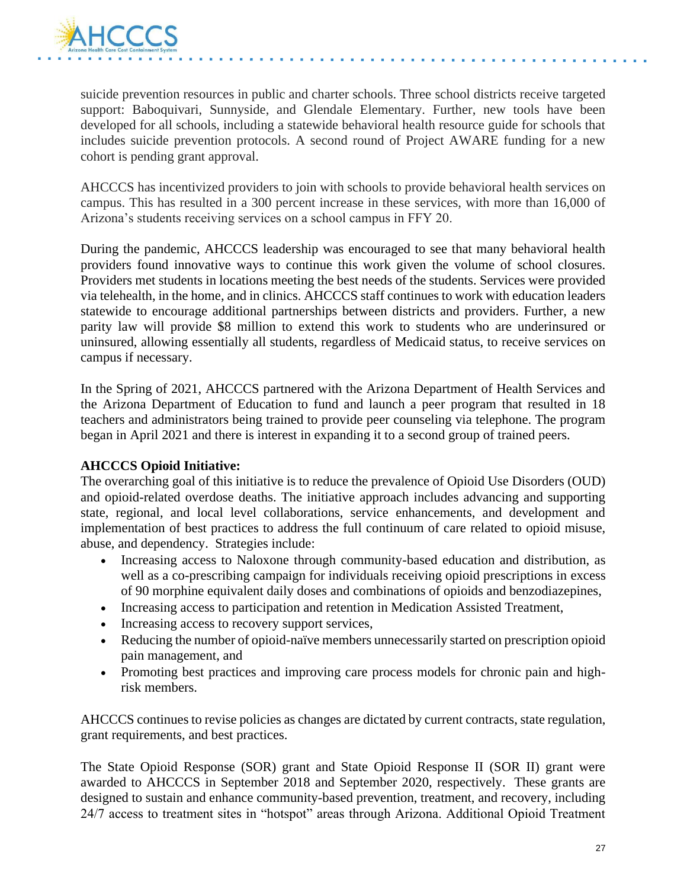suicide prevention resources in public and charter schools. Three school districts receive targeted support: Baboquivari, Sunnyside, and Glendale Elementary. Further, new tools have been developed for all schools, including a statewide behavioral health resource guide for schools that includes suicide prevention protocols. A second round of Project AWARE funding for a new cohort is pending grant approval.

AHCCCS has incentivized providers to join with schools to provide behavioral health services on campus. This has resulted in a 300 percent increase in these services, with more than 16,000 of Arizona's students receiving services on a school campus in FFY 20.

During the pandemic, AHCCCS leadership was encouraged to see that many behavioral health providers found innovative ways to continue this work given the volume of school closures. Providers met students in locations meeting the best needs of the students. Services were provided via telehealth, in the home, and in clinics. AHCCCS staff continues to work with education leaders statewide to encourage additional partnerships between districts and providers. Further, a new parity law will provide $8 million to extend this work to students who are underinsured or uninsured, allowing essentially all students, regardless of Medicaid status, to receive services on campus if necessary.

In the Spring of 2021, AHCCCS partnered with the Arizona Department of Health Services and the Arizona Department of Education to fund and launch a peer program that resulted in 18 teachers and administrators being trained to provide peer counseling via telephone. The program began in April 2021 and there is interest in expanding it to a second group of trained peers.

**AHCCCS Opioid Initiative:**
The overarching goal of this initiative is to reduce the prevalence of Opioid Use Disorders (OUD) and opioid-related overdose deaths. The initiative approach includes advancing and supporting state, regional, and local level collaborations, service enhancements, and development and implementation of best practices to address the full continuum of care related to opioid misuse, abuse, and dependency. Strategies include:

- Increasing access to Naloxone through community-based education and distribution, as well as a co-prescribing campaign for individuals receiving opioid prescriptions in excess of 90 morphine equivalent daily doses and combinations of opioids and benzodiazepines,
- Increasing access to participation and retention in Medication Assisted Treatment,
- Increasing access to recovery support services,
- Reducing the number of opioid-naïve members unnecessarily started on prescription opioid pain management, and
- Promoting best practices and improving care process models for chronic pain and high-risk members.

AHCCCS continues to revise policies as changes are dictated by current contracts, state regulation, grant requirements, and best practices.

The State Opioid Response (SOR) grant and State Opioid Response II (SOR II) grant were awarded to AHCCCS in September 2018 and September 2020, respectively. These grants are designed to sustain and enhance community-based prevention, treatment, and recovery, including 24/7 access to treatment sites in "hotspot" areas through Arizona. Additional Opioid Treatment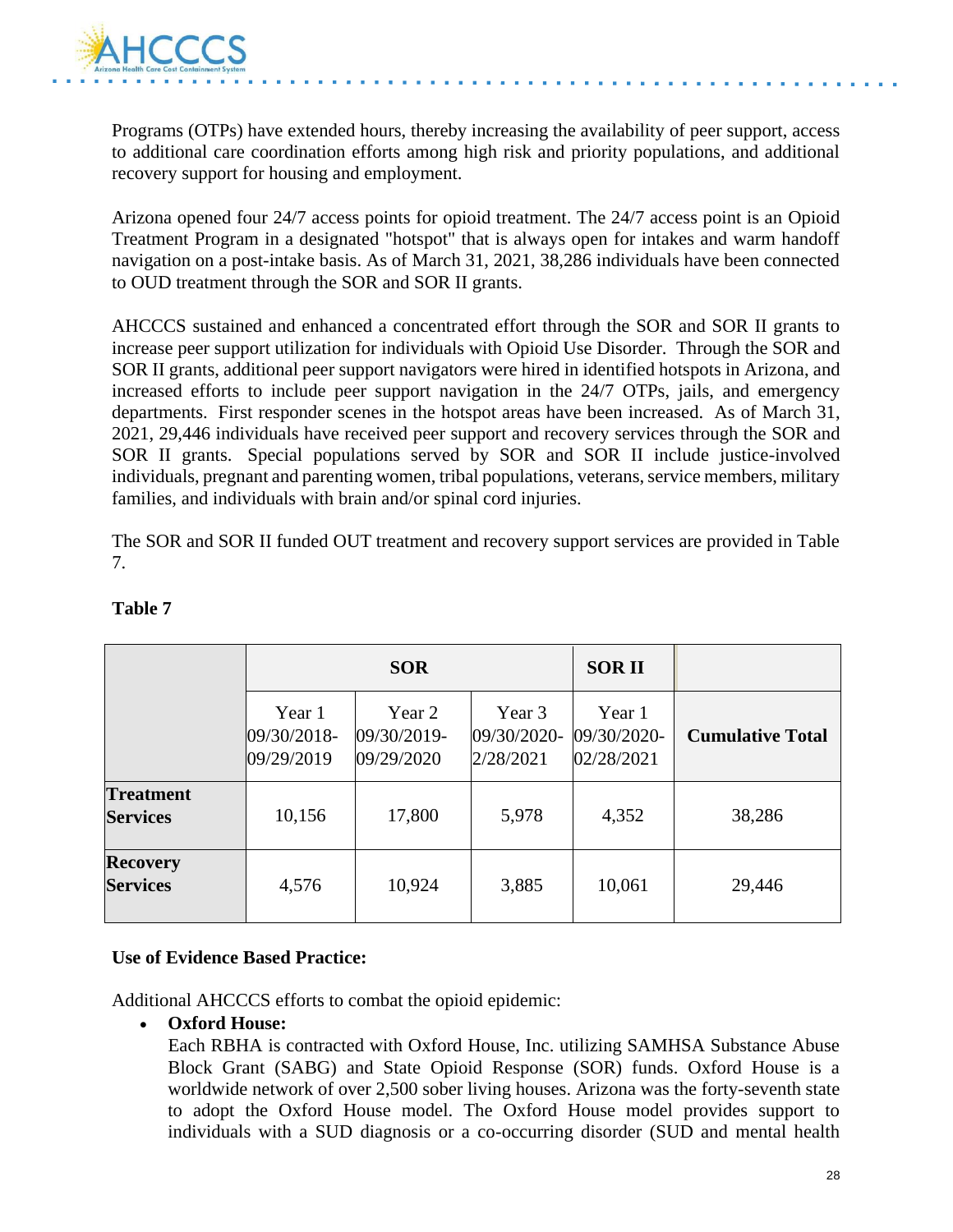Programs (OTPs) have extended hours, thereby increasing the availability of peer support, access to additional care coordination efforts among high risk and priority populations, and additional recovery support for housing and employment.

Arizona opened four 24/7 access points for opioid treatment. The 24/7 access point is an Opioid Treatment Program in a designated "hotspot" that is always open for intakes and warm handoff navigation on a post-intake basis. As of March 31, 2021, 38,286 individuals have been connected to OUD treatment through the SOR and SOR II grants.

AHCCCS sustained and enhanced a concentrated effort through the SOR and SOR II grants to increase peer support utilization for individuals with Opioid Use Disorder. Through the SOR and SOR II grants, additional peer support navigators were hired in identified hotspots in Arizona, and increased efforts to include peer support navigation in the 24/7 OTPs, jails, and emergency departments. First responder scenes in the hotspot areas have been increased. As of March 31, 2021, 29,446 individuals have received peer support and recovery services through the SOR and SOR II grants. Special populations served by SOR and SOR II include justice-involved individuals, pregnant and parenting women, tribal populations, veterans, service members, military families, and individuals with brain and/or spinal cord injuries.

The SOR and SOR II funded OUT treatment and recovery support services are provided in Table 7.

**Table 7**

| | SOR | | | SOR II | |
|---|---|---|---|---|---|
| | Year 1 09/30/2018-09/29/2019 | Year 2 09/30/2019-09/29/2020 | Year 3 09/30/2020-2/28/2021 | Year 1 09/30/2020-02/28/2021 | **Cumulative Total** |
| **Treatment Services** | 10,156 | 17,800 | 5,978 | 4,352 | 38,286 |
| **Recovery Services** | 4,576 | 10,924 | 3,885 | 10,061 | 29,446 |

**Use of Evidence Based Practice:**

Additional AHCCCS efforts to combat the opioid epidemic:

- **Oxford House:**
  Each RBHA is contracted with Oxford House, Inc. utilizing SAMHSA Substance Abuse Block Grant (SABG) and State Opioid Response (SOR) funds. Oxford House is a worldwide network of over 2,500 sober living houses. Arizona was the forty-seventh state to adopt the Oxford House model. The Oxford House model provides support to individuals with a SUD diagnosis or a co-occurring disorder (SUD and mental health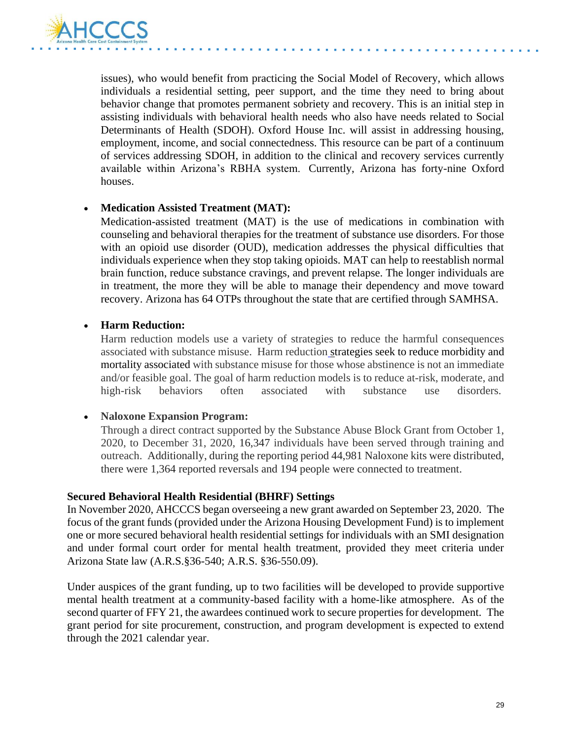issues), who would benefit from practicing the Social Model of Recovery, which allows individuals a residential setting, peer support, and the time they need to bring about behavior change that promotes permanent sobriety and recovery. This is an initial step in assisting individuals with behavioral health needs who also have needs related to Social Determinants of Health (SDOH). Oxford House Inc. will assist in addressing housing, employment, income, and social connectedness. This resource can be part of a continuum of services addressing SDOH, in addition to the clinical and recovery services currently available within Arizona's RBHA system. Currently, Arizona has forty-nine Oxford houses.

- **Medication Assisted Treatment (MAT):**
  Medication-assisted treatment (MAT) is the use of medications in combination with counseling and behavioral therapies for the treatment of substance use disorders. For those with an opioid use disorder (OUD), medication addresses the physical difficulties that individuals experience when they stop taking opioids. MAT can help to reestablish normal brain function, reduce substance cravings, and prevent relapse. The longer individuals are in treatment, the more they will be able to manage their dependency and move toward recovery. Arizona has 64 OTPs throughout the state that are certified through SAMHSA.

- **Harm Reduction:**
  Harm reduction models use a variety of strategies to reduce the harmful consequences associated with substance misuse. Harm reduction strategies seek to reduce morbidity and mortality associated with substance misuse for those whose abstinence is not an immediate and/or feasible goal. The goal of harm reduction models is to reduce at-risk, moderate, and high-risk behaviors often associated with substance use disorders.

- **Naloxone Expansion Program:**
  Through a direct contract supported by the Substance Abuse Block Grant from October 1, 2020, to December 31, 2020, 16,347 individuals have been served through training and outreach. Additionally, during the reporting period 44,981 Naloxone kits were distributed, there were 1,364 reported reversals and 194 people were connected to treatment.

**Secured Behavioral Health Residential (BHRF) Settings**

In November 2020, AHCCCS began overseeing a new grant awarded on September 23, 2020. The focus of the grant funds (provided under the Arizona Housing Development Fund) is to implement one or more secured behavioral health residential settings for individuals with an SMI designation and under formal court order for mental health treatment, provided they meet criteria under Arizona State law (A.R.S.§36-540; A.R.S. §36-550.09).

Under auspices of the grant funding, up to two facilities will be developed to provide supportive mental health treatment at a community-based facility with a home-like atmosphere. As of the second quarter of FFY 21, the awardees continued work to secure properties for development. The grant period for site procurement, construction, and program development is expected to extend through the 2021 calendar year.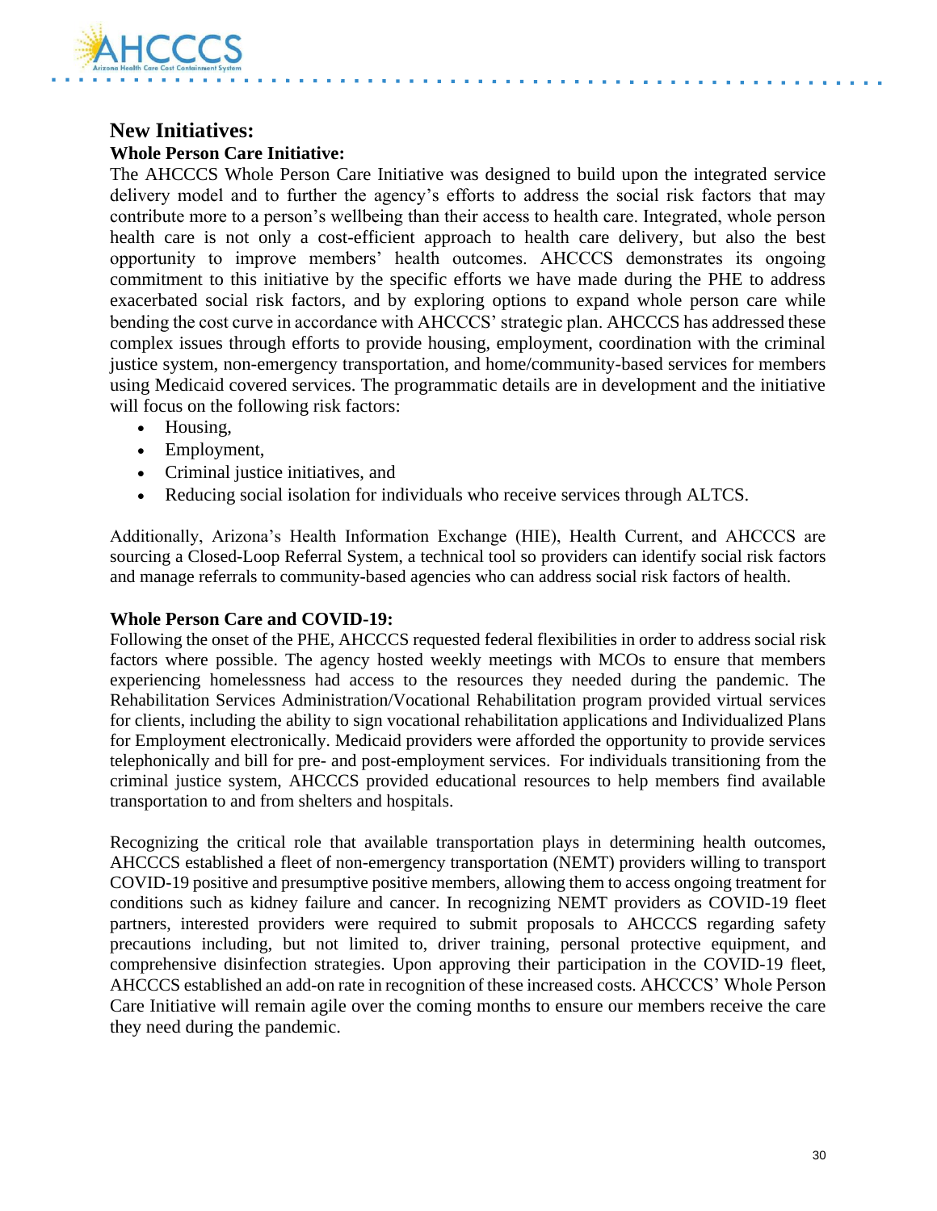## New Initiatives:

### Whole Person Care Initiative:

The AHCCCS Whole Person Care Initiative was designed to build upon the integrated service delivery model and to further the agency's efforts to address the social risk factors that may contribute more to a person's wellbeing than their access to health care. Integrated, whole person health care is not only a cost-efficient approach to health care delivery, but also the best opportunity to improve members' health outcomes. AHCCCS demonstrates its ongoing commitment to this initiative by the specific efforts we have made during the PHE to address exacerbated social risk factors, and by exploring options to expand whole person care while bending the cost curve in accordance with AHCCCS' strategic plan. AHCCCS has addressed these complex issues through efforts to provide housing, employment, coordination with the criminal justice system, non-emergency transportation, and home/community-based services for members using Medicaid covered services. The programmatic details are in development and the initiative will focus on the following risk factors:

- Housing,
- Employment,
- Criminal justice initiatives, and
- Reducing social isolation for individuals who receive services through ALTCS.

Additionally, Arizona's Health Information Exchange (HIE), Health Current, and AHCCCS are sourcing a Closed-Loop Referral System, a technical tool so providers can identify social risk factors and manage referrals to community-based agencies who can address social risk factors of health.

### Whole Person Care and COVID-19:

Following the onset of the PHE, AHCCCS requested federal flexibilities in order to address social risk factors where possible. The agency hosted weekly meetings with MCOs to ensure that members experiencing homelessness had access to the resources they needed during the pandemic. The Rehabilitation Services Administration/Vocational Rehabilitation program provided virtual services for clients, including the ability to sign vocational rehabilitation applications and Individualized Plans for Employment electronically. Medicaid providers were afforded the opportunity to provide services telephonically and bill for pre- and post-employment services. For individuals transitioning from the criminal justice system, AHCCCS provided educational resources to help members find available transportation to and from shelters and hospitals.

Recognizing the critical role that available transportation plays in determining health outcomes, AHCCCS established a fleet of non-emergency transportation (NEMT) providers willing to transport COVID-19 positive and presumptive positive members, allowing them to access ongoing treatment for conditions such as kidney failure and cancer. In recognizing NEMT providers as COVID-19 fleet partners, interested providers were required to submit proposals to AHCCCS regarding safety precautions including, but not limited to, driver training, personal protective equipment, and comprehensive disinfection strategies. Upon approving their participation in the COVID-19 fleet, AHCCCS established an add-on rate in recognition of these increased costs. AHCCCS' Whole Person Care Initiative will remain agile over the coming months to ensure our members receive the care they need during the pandemic.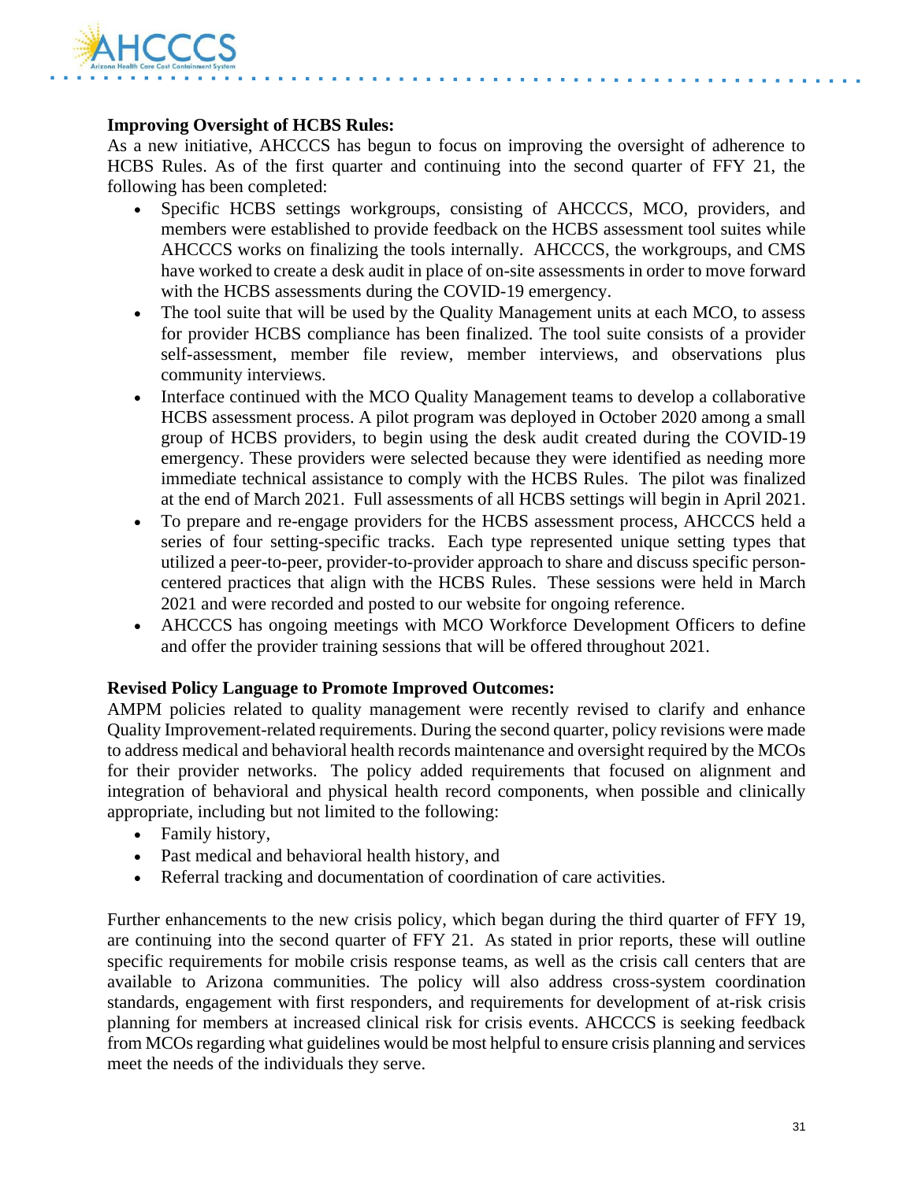**Improving Oversight of HCBS Rules:**

As a new initiative, AHCCCS has begun to focus on improving the oversight of adherence to HCBS Rules. As of the first quarter and continuing into the second quarter of FFY 21, the following has been completed:

- Specific HCBS settings workgroups, consisting of AHCCCS, MCO, providers, and members were established to provide feedback on the HCBS assessment tool suites while AHCCCS works on finalizing the tools internally. AHCCCS, the workgroups, and CMS have worked to create a desk audit in place of on-site assessments in order to move forward with the HCBS assessments during the COVID-19 emergency.
- The tool suite that will be used by the Quality Management units at each MCO, to assess for provider HCBS compliance has been finalized. The tool suite consists of a provider self-assessment, member file review, member interviews, and observations plus community interviews.
- Interface continued with the MCO Quality Management teams to develop a collaborative HCBS assessment process. A pilot program was deployed in October 2020 among a small group of HCBS providers, to begin using the desk audit created during the COVID-19 emergency. These providers were selected because they were identified as needing more immediate technical assistance to comply with the HCBS Rules. The pilot was finalized at the end of March 2021. Full assessments of all HCBS settings will begin in April 2021.
- To prepare and re-engage providers for the HCBS assessment process, AHCCCS held a series of four setting-specific tracks. Each type represented unique setting types that utilized a peer-to-peer, provider-to-provider approach to share and discuss specific person-centered practices that align with the HCBS Rules. These sessions were held in March 2021 and were recorded and posted to our website for ongoing reference.
- AHCCCS has ongoing meetings with MCO Workforce Development Officers to define and offer the provider training sessions that will be offered throughout 2021.

**Revised Policy Language to Promote Improved Outcomes:**

AMPM policies related to quality management were recently revised to clarify and enhance Quality Improvement-related requirements. During the second quarter, policy revisions were made to address medical and behavioral health records maintenance and oversight required by the MCOs for their provider networks. The policy added requirements that focused on alignment and integration of behavioral and physical health record components, when possible and clinically appropriate, including but not limited to the following:

- Family history,
- Past medical and behavioral health history, and
- Referral tracking and documentation of coordination of care activities.

Further enhancements to the new crisis policy, which began during the third quarter of FFY 19, are continuing into the second quarter of FFY 21. As stated in prior reports, these will outline specific requirements for mobile crisis response teams, as well as the crisis call centers that are available to Arizona communities. The policy will also address cross-system coordination standards, engagement with first responders, and requirements for development of at-risk crisis planning for members at increased clinical risk for crisis events. AHCCCS is seeking feedback from MCOs regarding what guidelines would be most helpful to ensure crisis planning and services meet the needs of the individuals they serve.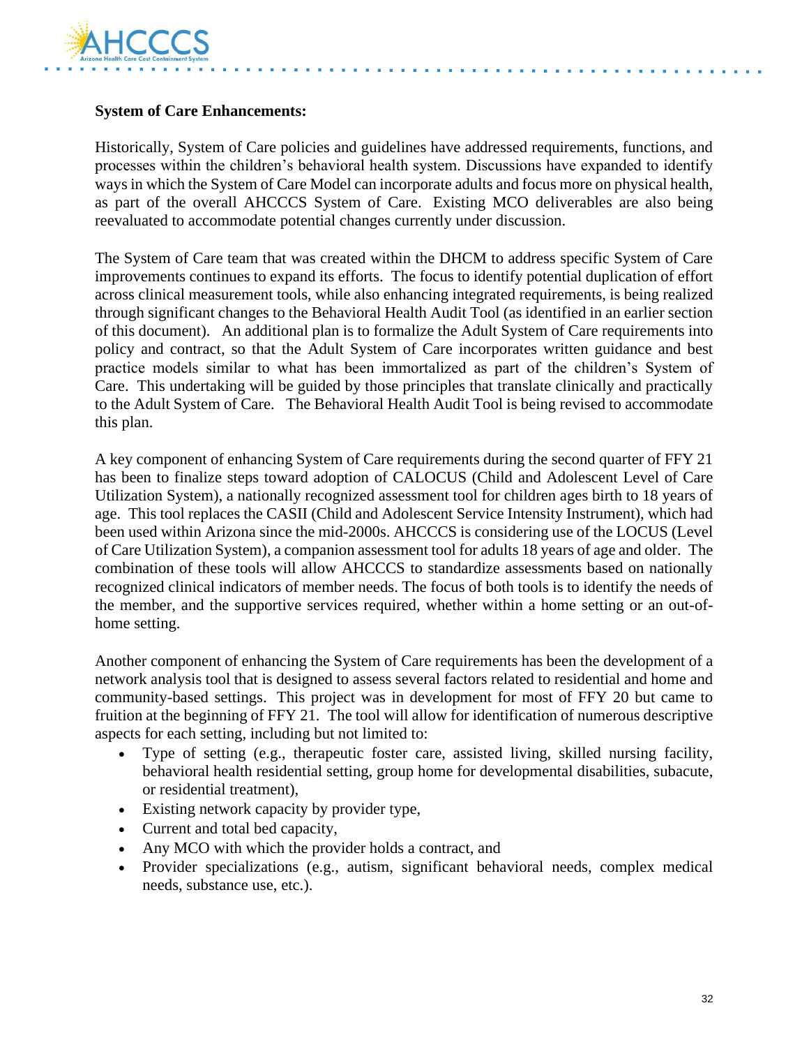**System of Care Enhancements:**

Historically, System of Care policies and guidelines have addressed requirements, functions, and processes within the children's behavioral health system. Discussions have expanded to identify ways in which the System of Care Model can incorporate adults and focus more on physical health, as part of the overall AHCCCS System of Care. Existing MCO deliverables are also being reevaluated to accommodate potential changes currently under discussion.

The System of Care team that was created within the DHCM to address specific System of Care improvements continues to expand its efforts. The focus to identify potential duplication of effort across clinical measurement tools, while also enhancing integrated requirements, is being realized through significant changes to the Behavioral Health Audit Tool (as identified in an earlier section of this document). An additional plan is to formalize the Adult System of Care requirements into policy and contract, so that the Adult System of Care incorporates written guidance and best practice models similar to what has been immortalized as part of the children's System of Care. This undertaking will be guided by those principles that translate clinically and practically to the Adult System of Care. The Behavioral Health Audit Tool is being revised to accommodate this plan.

A key component of enhancing System of Care requirements during the second quarter of FFY 21 has been to finalize steps toward adoption of CALOCUS (Child and Adolescent Level of Care Utilization System), a nationally recognized assessment tool for children ages birth to 18 years of age. This tool replaces the CASII (Child and Adolescent Service Intensity Instrument), which had been used within Arizona since the mid-2000s. AHCCCS is considering use of the LOCUS (Level of Care Utilization System), a companion assessment tool for adults 18 years of age and older. The combination of these tools will allow AHCCCS to standardize assessments based on nationally recognized clinical indicators of member needs. The focus of both tools is to identify the needs of the member, and the supportive services required, whether within a home setting or an out-of-home setting.

Another component of enhancing the System of Care requirements has been the development of a network analysis tool that is designed to assess several factors related to residential and home and community-based settings. This project was in development for most of FFY 20 but came to fruition at the beginning of FFY 21. The tool will allow for identification of numerous descriptive aspects for each setting, including but not limited to:

- Type of setting (e.g., therapeutic foster care, assisted living, skilled nursing facility, behavioral health residential setting, group home for developmental disabilities, subacute, or residential treatment),
- Existing network capacity by provider type,
- Current and total bed capacity,
- Any MCO with which the provider holds a contract, and
- Provider specializations (e.g., autism, significant behavioral needs, complex medical needs, substance use, etc.).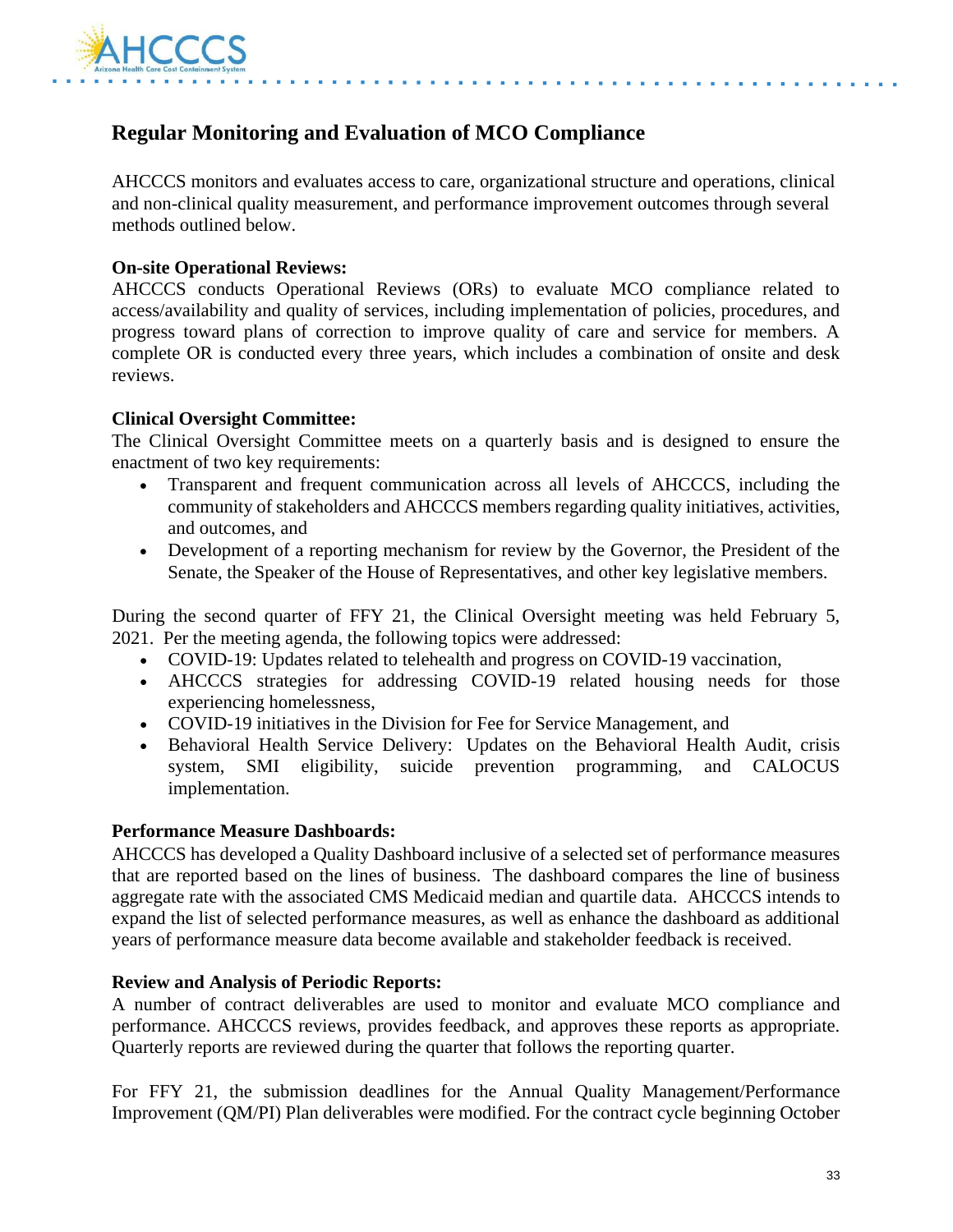## Regular Monitoring and Evaluation of MCO Compliance

AHCCCS monitors and evaluates access to care, organizational structure and operations, clinical and non-clinical quality measurement, and performance improvement outcomes through several methods outlined below.

**On-site Operational Reviews:**
AHCCCS conducts Operational Reviews (ORs) to evaluate MCO compliance related to access/availability and quality of services, including implementation of policies, procedures, and progress toward plans of correction to improve quality of care and service for members. A complete OR is conducted every three years, which includes a combination of onsite and desk reviews.

**Clinical Oversight Committee:**
The Clinical Oversight Committee meets on a quarterly basis and is designed to ensure the enactment of two key requirements:

- Transparent and frequent communication across all levels of AHCCCS, including the community of stakeholders and AHCCCS members regarding quality initiatives, activities, and outcomes, and
- Development of a reporting mechanism for review by the Governor, the President of the Senate, the Speaker of the House of Representatives, and other key legislative members.

During the second quarter of FFY 21, the Clinical Oversight meeting was held February 5, 2021. Per the meeting agenda, the following topics were addressed:

- COVID-19: Updates related to telehealth and progress on COVID-19 vaccination,
- AHCCCS strategies for addressing COVID-19 related housing needs for those experiencing homelessness,
- COVID-19 initiatives in the Division for Fee for Service Management, and
- Behavioral Health Service Delivery: Updates on the Behavioral Health Audit, crisis system, SMI eligibility, suicide prevention programming, and CALOCUS implementation.

**Performance Measure Dashboards:**
AHCCCS has developed a Quality Dashboard inclusive of a selected set of performance measures that are reported based on the lines of business. The dashboard compares the line of business aggregate rate with the associated CMS Medicaid median and quartile data. AHCCCS intends to expand the list of selected performance measures, as well as enhance the dashboard as additional years of performance measure data become available and stakeholder feedback is received.

**Review and Analysis of Periodic Reports:**
A number of contract deliverables are used to monitor and evaluate MCO compliance and performance. AHCCCS reviews, provides feedback, and approves these reports as appropriate. Quarterly reports are reviewed during the quarter that follows the reporting quarter.

For FFY 21, the submission deadlines for the Annual Quality Management/Performance Improvement (QM/PI) Plan deliverables were modified. For the contract cycle beginning October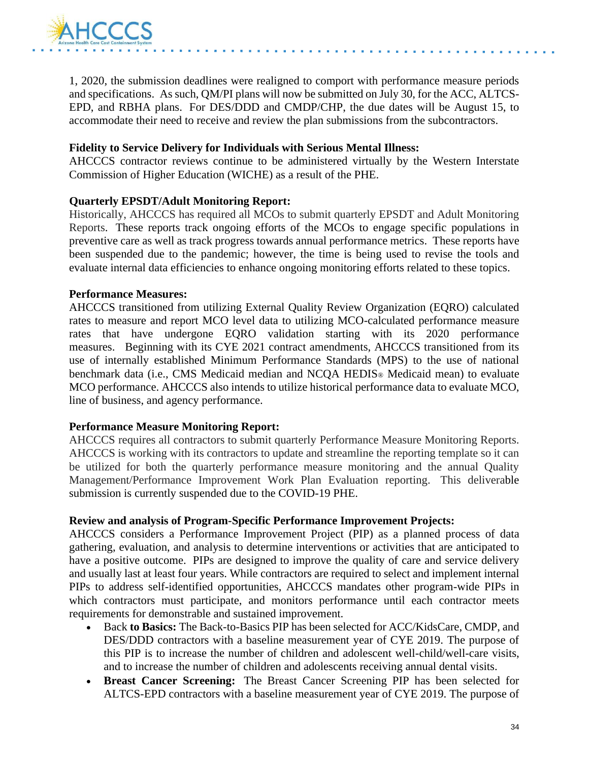1, 2020, the submission deadlines were realigned to comport with performance measure periods and specifications. As such, QM/PI plans will now be submitted on July 30, for the ACC, ALTCS-EPD, and RBHA plans. For DES/DDD and CMDP/CHP, the due dates will be August 15, to accommodate their need to receive and review the plan submissions from the subcontractors.

**Fidelity to Service Delivery for Individuals with Serious Mental Illness:**
AHCCCS contractor reviews continue to be administered virtually by the Western Interstate Commission of Higher Education (WICHE) as a result of the PHE.

**Quarterly EPSDT/Adult Monitoring Report:**
Historically, AHCCCS has required all MCOs to submit quarterly EPSDT and Adult Monitoring Reports. These reports track ongoing efforts of the MCOs to engage specific populations in preventive care as well as track progress towards annual performance metrics. These reports have been suspended due to the pandemic; however, the time is being used to revise the tools and evaluate internal data efficiencies to enhance ongoing monitoring efforts related to these topics.

**Performance Measures:**
AHCCCS transitioned from utilizing External Quality Review Organization (EQRO) calculated rates to measure and report MCO level data to utilizing MCO-calculated performance measure rates that have undergone EQRO validation starting with its 2020 performance measures. Beginning with its CYE 2021 contract amendments, AHCCCS transitioned from its use of internally established Minimum Performance Standards (MPS) to the use of national benchmark data (i.e., CMS Medicaid median and NCQA HEDIS® Medicaid mean) to evaluate MCO performance. AHCCCS also intends to utilize historical performance data to evaluate MCO, line of business, and agency performance.

**Performance Measure Monitoring Report:**
AHCCCS requires all contractors to submit quarterly Performance Measure Monitoring Reports. AHCCCS is working with its contractors to update and streamline the reporting template so it can be utilized for both the quarterly performance measure monitoring and the annual Quality Management/Performance Improvement Work Plan Evaluation reporting. This deliverable submission is currently suspended due to the COVID-19 PHE.

**Review and analysis of Program-Specific Performance Improvement Projects:**
AHCCCS considers a Performance Improvement Project (PIP) as a planned process of data gathering, evaluation, and analysis to determine interventions or activities that are anticipated to have a positive outcome. PIPs are designed to improve the quality of care and service delivery and usually last at least four years. While contractors are required to select and implement internal PIPs to address self-identified opportunities, AHCCCS mandates other program-wide PIPs in which contractors must participate, and monitors performance until each contractor meets requirements for demonstrable and sustained improvement.

- Back **to Basics:** The Back-to-Basics PIP has been selected for ACC/KidsCare, CMDP, and DES/DDD contractors with a baseline measurement year of CYE 2019. The purpose of this PIP is to increase the number of children and adolescent well-child/well-care visits, and to increase the number of children and adolescents receiving annual dental visits.
- **Breast Cancer Screening:** The Breast Cancer Screening PIP has been selected for ALTCS-EPD contractors with a baseline measurement year of CYE 2019. The purpose of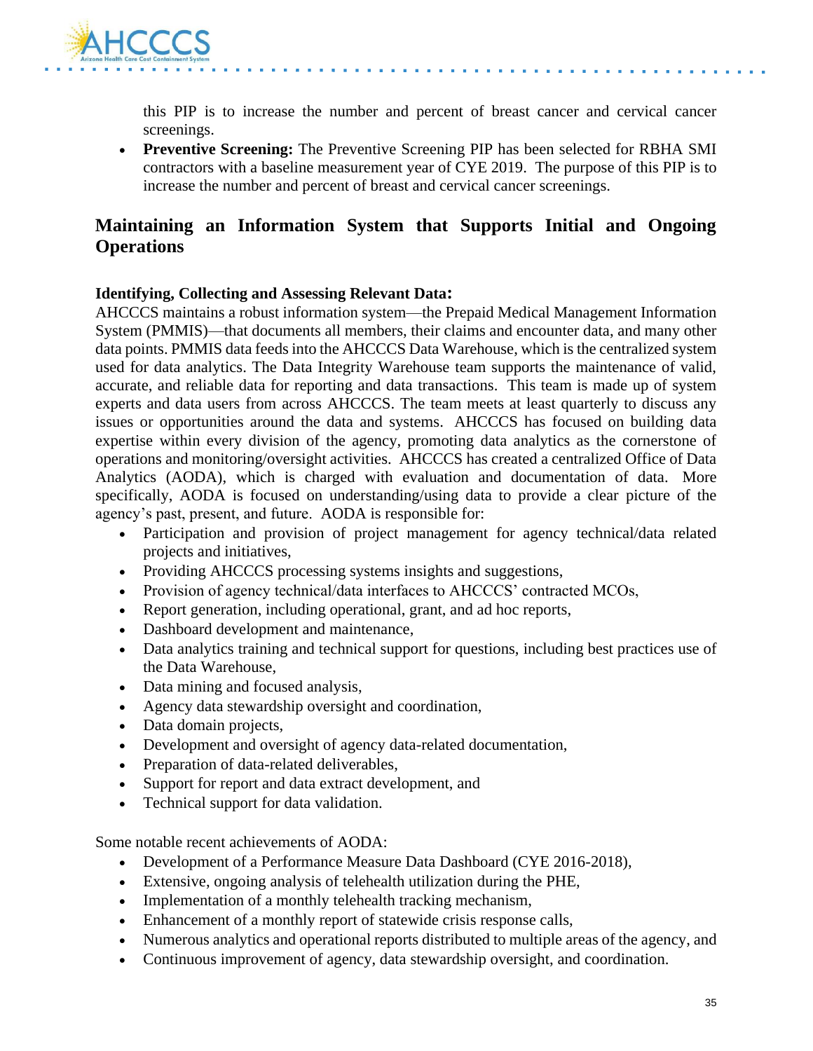this PIP is to increase the number and percent of breast cancer and cervical cancer screenings.

- **Preventive Screening:** The Preventive Screening PIP has been selected for RBHA SMI contractors with a baseline measurement year of CYE 2019. The purpose of this PIP is to increase the number and percent of breast and cervical cancer screenings.

## Maintaining an Information System that Supports Initial and Ongoing Operations

### Identifying, Collecting and Assessing Relevant Data:

AHCCCS maintains a robust information system—the Prepaid Medical Management Information System (PMMIS)—that documents all members, their claims and encounter data, and many other data points. PMMIS data feeds into the AHCCCS Data Warehouse, which is the centralized system used for data analytics. The Data Integrity Warehouse team supports the maintenance of valid, accurate, and reliable data for reporting and data transactions. This team is made up of system experts and data users from across AHCCCS. The team meets at least quarterly to discuss any issues or opportunities around the data and systems. AHCCCS has focused on building data expertise within every division of the agency, promoting data analytics as the cornerstone of operations and monitoring/oversight activities. AHCCCS has created a centralized Office of Data Analytics (AODA), which is charged with evaluation and documentation of data. More specifically, AODA is focused on understanding/using data to provide a clear picture of the agency's past, present, and future. AODA is responsible for:

- Participation and provision of project management for agency technical/data related projects and initiatives,
- Providing AHCCCS processing systems insights and suggestions,
- Provision of agency technical/data interfaces to AHCCCS' contracted MCOs,
- Report generation, including operational, grant, and ad hoc reports,
- Dashboard development and maintenance,
- Data analytics training and technical support for questions, including best practices use of the Data Warehouse,
- Data mining and focused analysis,
- Agency data stewardship oversight and coordination,
- Data domain projects,
- Development and oversight of agency data-related documentation,
- Preparation of data-related deliverables,
- Support for report and data extract development, and
- Technical support for data validation.

Some notable recent achievements of AODA:

- Development of a Performance Measure Data Dashboard (CYE 2016-2018),
- Extensive, ongoing analysis of telehealth utilization during the PHE,
- Implementation of a monthly telehealth tracking mechanism,
- Enhancement of a monthly report of statewide crisis response calls,
- Numerous analytics and operational reports distributed to multiple areas of the agency, and
- Continuous improvement of agency, data stewardship oversight, and coordination.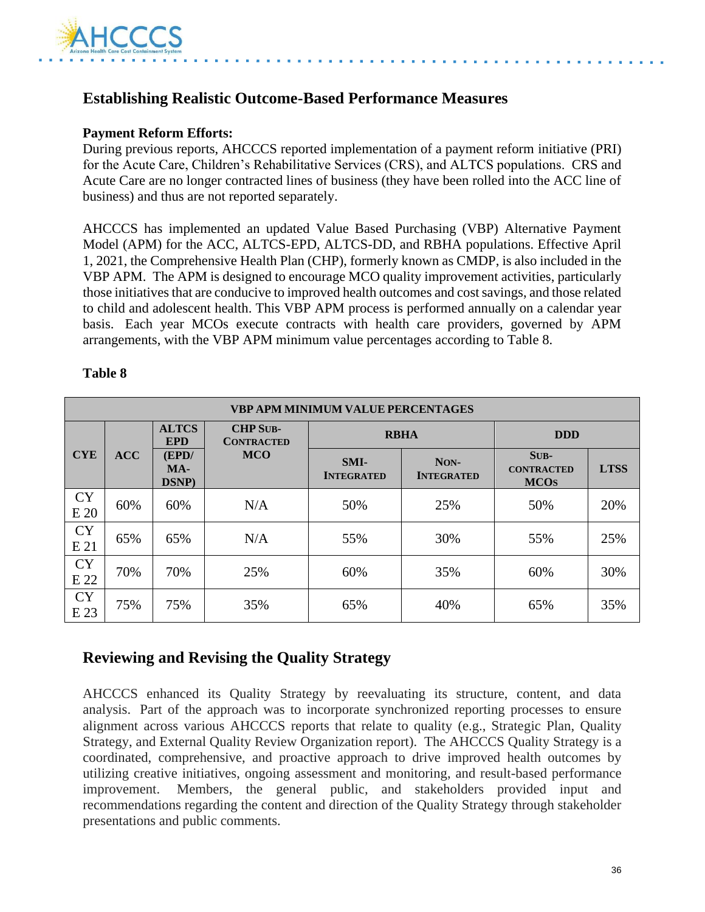## Establishing Realistic Outcome-Based Performance Measures

**Payment Reform Efforts:**

During previous reports, AHCCCS reported implementation of a payment reform initiative (PRI) for the Acute Care, Children's Rehabilitative Services (CRS), and ALTCS populations. CRS and Acute Care are no longer contracted lines of business (they have been rolled into the ACC line of business) and thus are not reported separately.

AHCCCS has implemented an updated Value Based Purchasing (VBP) Alternative Payment Model (APM) for the ACC, ALTCS-EPD, ALTCS-DD, and RBHA populations. Effective April 1, 2021, the Comprehensive Health Plan (CHP), formerly known as CMDP, is also included in the VBP APM. The APM is designed to encourage MCO quality improvement activities, particularly those initiatives that are conducive to improved health outcomes and cost savings, and those related to child and adolescent health. This VBP APM process is performed annually on a calendar year basis. Each year MCOs execute contracts with health care providers, governed by APM arrangements, with the VBP APM minimum value percentages according to Table 8.

**Table 8**

| VBP APM MINIMUM VALUE PERCENTAGES | | | | | | | |
|---|---|---|---|---|---|---|---|
| CYE | ACC | ALTCS EPD (EPD/ MA-DSNP) | CHP SUB-CONTRACTED MCO | RBHA | | DDD | |
| | | | | SMI-INTEGRATED | NON-INTEGRATED | SUB-CONTRACTED MCOS | LTSS |
| CYE 20 | 60% | 60% | N/A | 50% | 25% | 50% | 20% |
| CYE 21 | 65% | 65% | N/A | 55% | 30% | 55% | 25% |
| CYE 22 | 70% | 70% | 25% | 60% | 35% | 60% | 30% |
| CYE 23 | 75% | 75% | 35% | 65% | 40% | 65% | 35% |

## Reviewing and Revising the Quality Strategy

AHCCCS enhanced its Quality Strategy by reevaluating its structure, content, and data analysis. Part of the approach was to incorporate synchronized reporting processes to ensure alignment across various AHCCCS reports that relate to quality (e.g., Strategic Plan, Quality Strategy, and External Quality Review Organization report). The AHCCCS Quality Strategy is a coordinated, comprehensive, and proactive approach to drive improved health outcomes by utilizing creative initiatives, ongoing assessment and monitoring, and result-based performance improvement. Members, the general public, and stakeholders provided input and recommendations regarding the content and direction of the Quality Strategy through stakeholder presentations and public comments.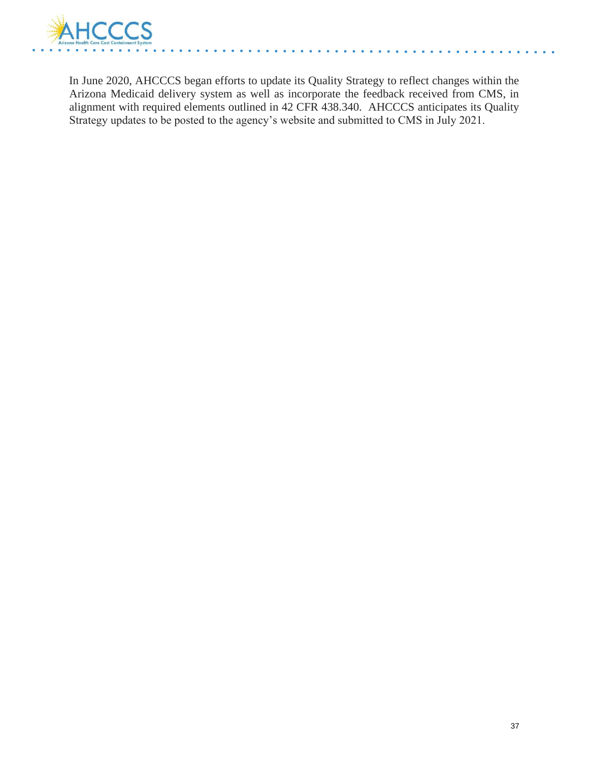In June 2020, AHCCCS began efforts to update its Quality Strategy to reflect changes within the Arizona Medicaid delivery system as well as incorporate the feedback received from CMS, in alignment with required elements outlined in 42 CFR 438.340. AHCCCS anticipates its Quality Strategy updates to be posted to the agency's website and submitted to CMS in July 2021.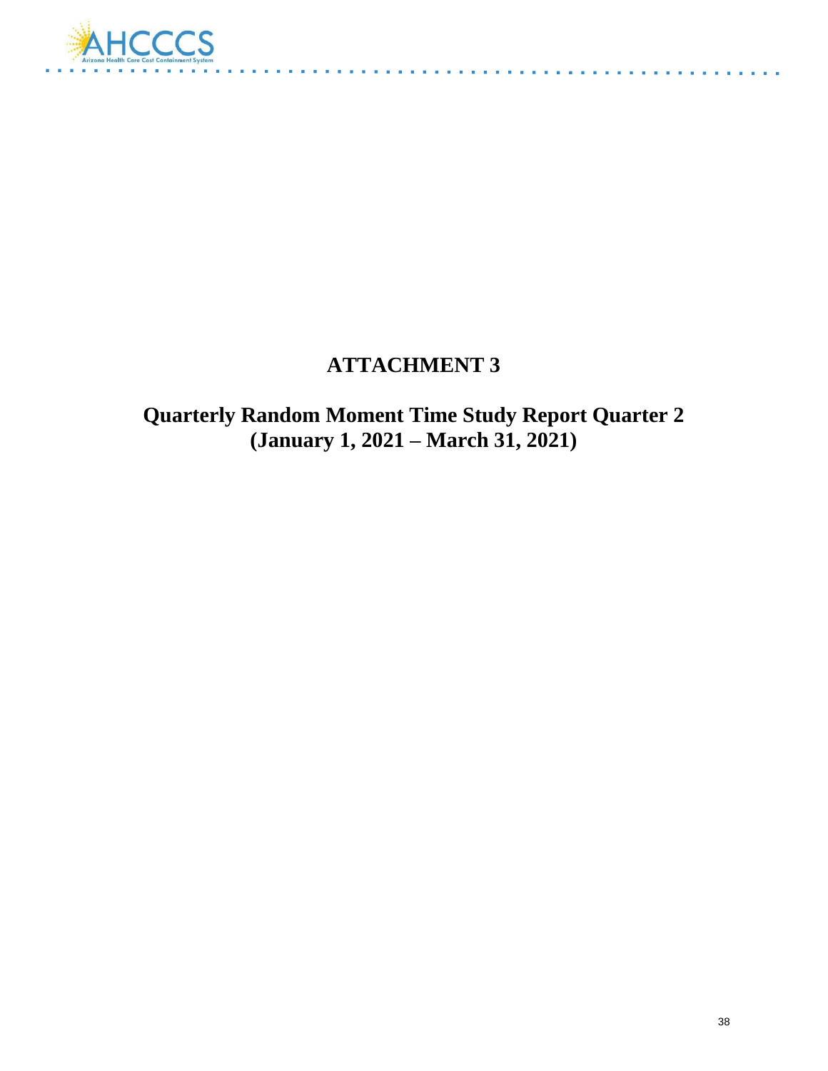# ATTACHMENT 3

## Quarterly Random Moment Time Study Report Quarter 2 (January 1, 2021 – March 31, 2021)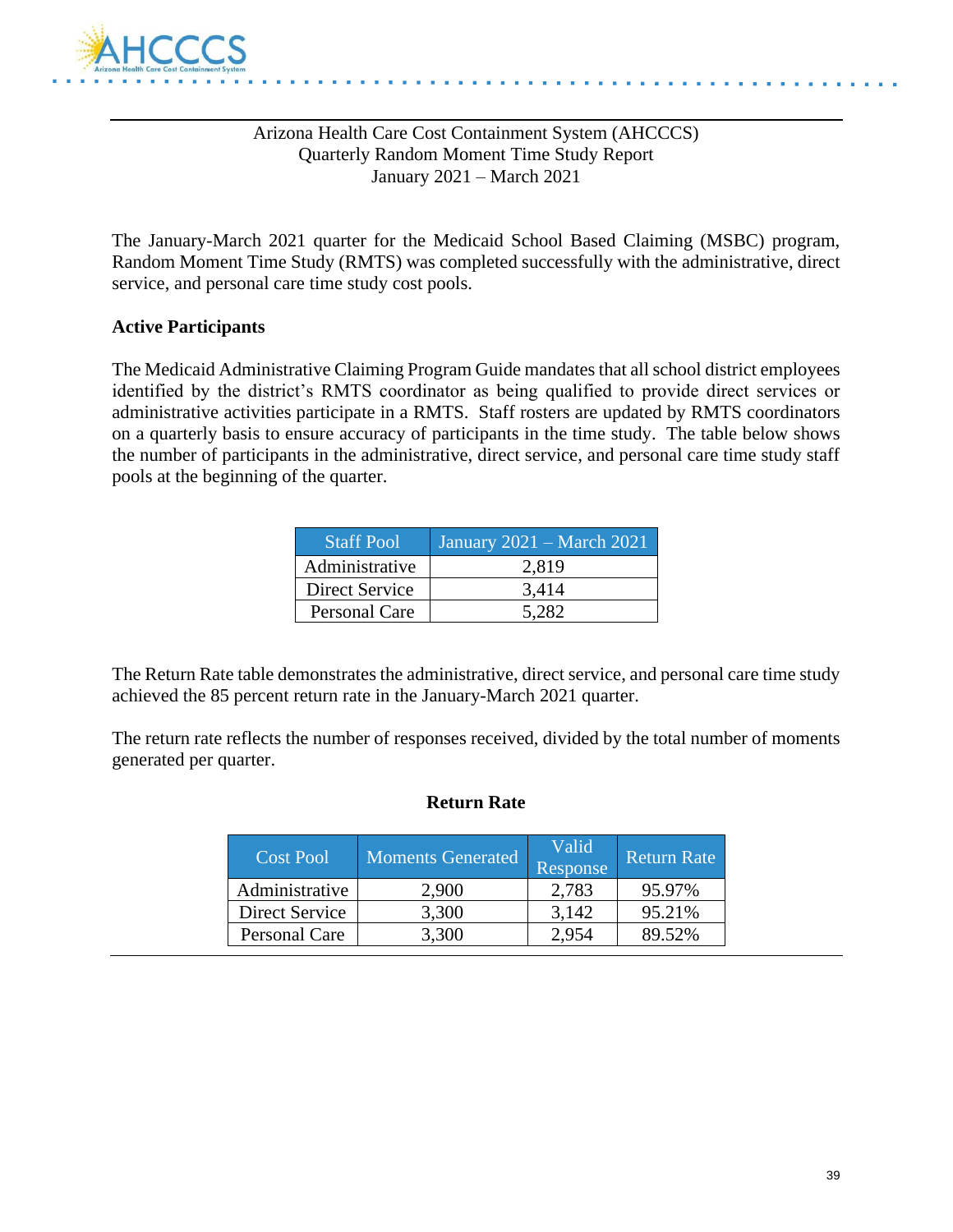Arizona Health Care Cost Containment System (AHCCCS)
Quarterly Random Moment Time Study Report
January 2021 – March 2021

The January-March 2021 quarter for the Medicaid School Based Claiming (MSBC) program, Random Moment Time Study (RMTS) was completed successfully with the administrative, direct service, and personal care time study cost pools.

**Active Participants**

The Medicaid Administrative Claiming Program Guide mandates that all school district employees identified by the district's RMTS coordinator as being qualified to provide direct services or administrative activities participate in a RMTS. Staff rosters are updated by RMTS coordinators on a quarterly basis to ensure accuracy of participants in the time study. The table below shows the number of participants in the administrative, direct service, and personal care time study staff pools at the beginning of the quarter.

| Staff Pool | January 2021 – March 2021 |
|---|---|
| Administrative | 2,819 |
| Direct Service | 3,414 |
| Personal Care | 5,282 |

The Return Rate table demonstrates the administrative, direct service, and personal care time study achieved the 85 percent return rate in the January-March 2021 quarter.

The return rate reflects the number of responses received, divided by the total number of moments generated per quarter.

**Return Rate**

| Cost Pool | Moments Generated | Valid Response | Return Rate |
|---|---|---|---|
| Administrative | 2,900 | 2,783 | 95.97% |
| Direct Service | 3,300 | 3,142 | 95.21% |
| Personal Care | 3,300 | 2,954 | 89.52% |